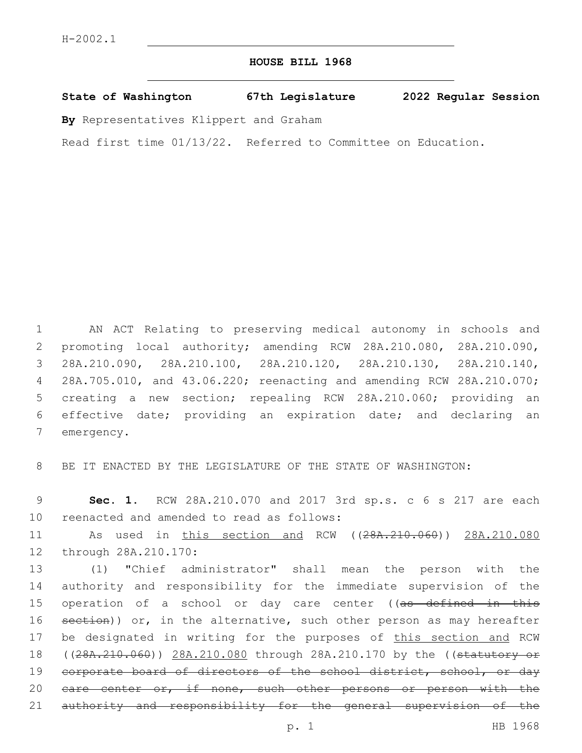H-2002.1

# HOUSE BILL 1968

**State of Washington 67th Legislature 2022 Regular Session**

**By** Representatives Klippert and Graham

Read first time 01/13/22. Referred to Committee on Education.

AN ACT Relating to preserving medical autonomy in schools and promoting local authority; amending RCW 28A.210.080, 28A.210.090, 28A.210.090, 28A.210.100, 28A.210.120, 28A.210.130, 28A.210.140, 28A.705.010, and 43.06.220; reenacting and amending RCW 28A.210.070; creating a new section; repealing RCW 28A.210.060; providing an effective date; providing an expiration date; and declaring an emergency.

BE IT ENACTED BY THE LEGISLATURE OF THE STATE OF WASHINGTON:

**Sec. 1.** RCW 28A.210.070 and 2017 3rd sp.s. c 6 s 217 are each reenacted and amended to read as follows:

As used in this section and RCW ((~~28A.210.060~~)) 28A.210.080 through 28A.210.170:

(1) "Chief administrator" shall mean the person with the authority and responsibility for the immediate supervision of the operation of a school or day care center ((~~as defined in this section~~)) or, in the alternative, such other person as may hereafter be designated in writing for the purposes of this section and RCW ((~~28A.210.060~~)) 28A.210.080 through 28A.210.170 by the ((~~statutory or corporate board of directors of the school district, school, or day care center or, if none, such other persons or person with the authority and responsibility for the general supervision of the~~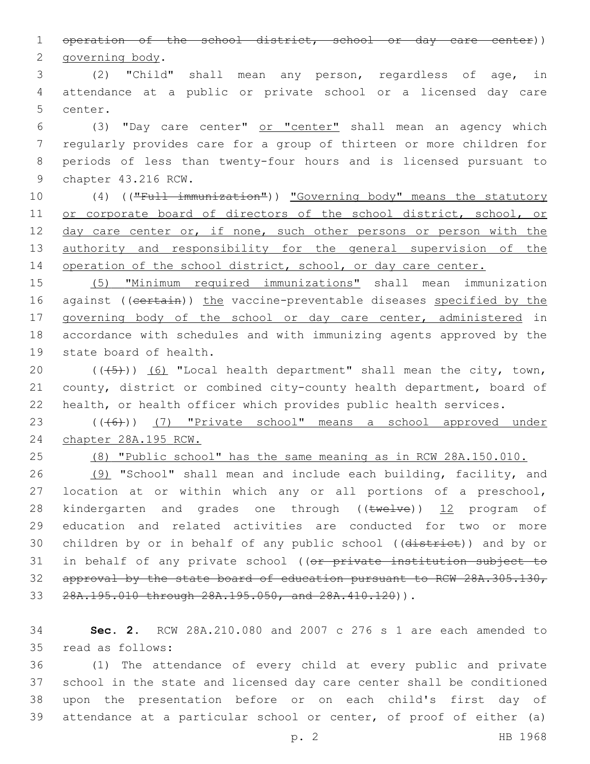operation of the school district, school or day care center)) governing body.

(2) "Child" shall mean any person, regardless of age, in attendance at a public or private school or a licensed day care center.

(3) "Day care center" or "center" shall mean an agency which regularly provides care for a group of thirteen or more children for periods of less than twenty-four hours and is licensed pursuant to chapter 43.216 RCW.

(4) (("Full immunization")) "Governing body" means the statutory or corporate board of directors of the school district, school, or day care center or, if none, such other persons or person with the authority and responsibility for the general supervision of the operation of the school district, school, or day care center.

(5) "Minimum required immunizations" shall mean immunization against ((certain)) the vaccine-preventable diseases specified by the governing body of the school or day care center, administered in accordance with schedules and with immunizing agents approved by the state board of health.

(((5))) (6) "Local health department" shall mean the city, town, county, district or combined city-county health department, board of health, or health officer which provides public health services.

(((6))) (7) "Private school" means a school approved under chapter 28A.195 RCW.

(8) "Public school" has the same meaning as in RCW 28A.150.010.

(9) "School" shall mean and include each building, facility, and location at or within which any or all portions of a preschool, kindergarten and grades one through ((twelve)) 12 program of education and related activities are conducted for two or more children by or in behalf of any public school ((district)) and by or in behalf of any private school ((or private institution subject to approval by the state board of education pursuant to RCW 28A.305.130, 28A.195.010 through 28A.195.050, and 28A.410.120)).

**Sec. 2.** RCW 28A.210.080 and 2007 c 276 s 1 are each amended to read as follows:

(1) The attendance of every child at every public and private school in the state and licensed day care center shall be conditioned upon the presentation before or on each child's first day of attendance at a particular school or center, of proof of either (a)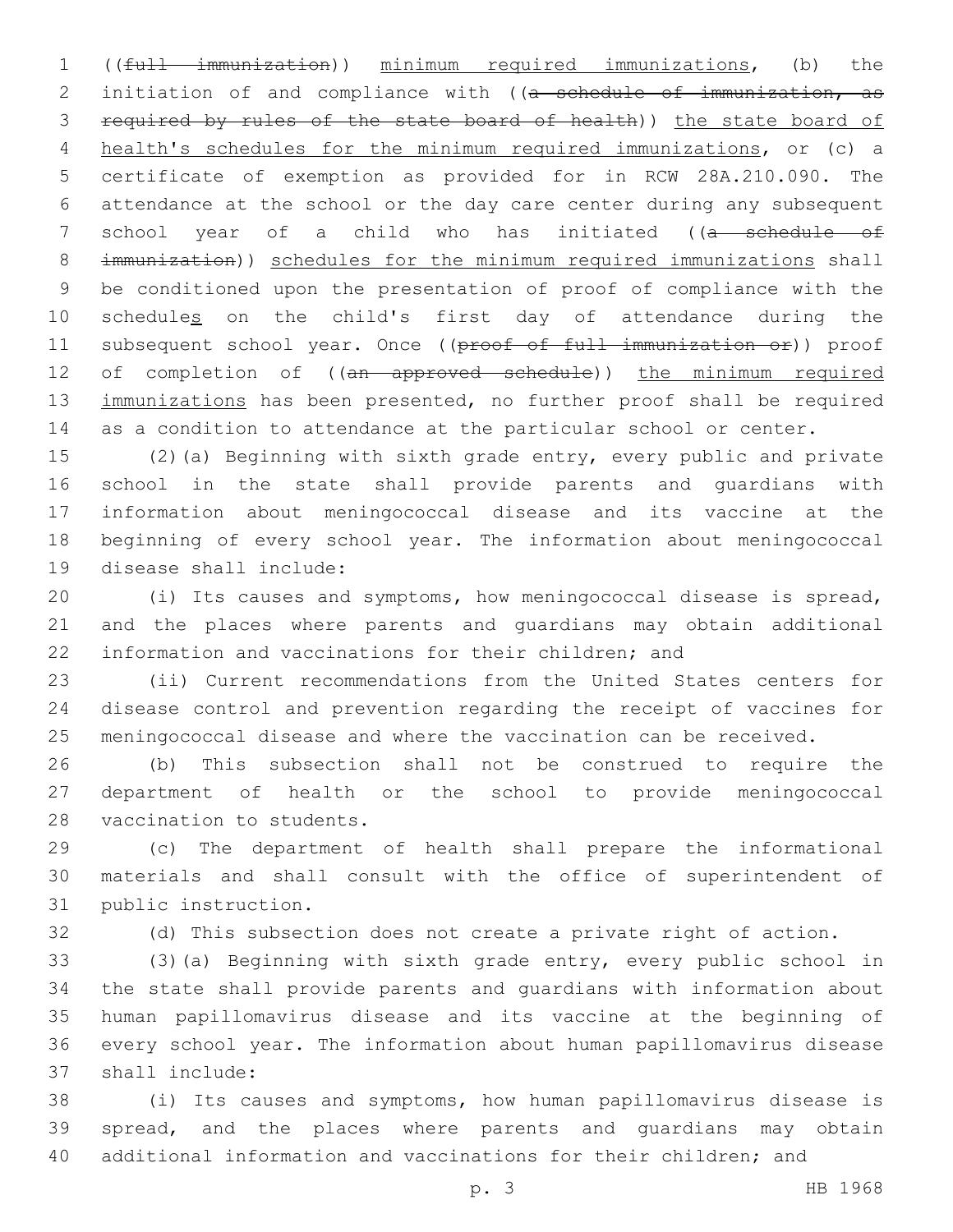((~~full immunization~~)) <u>minimum required immunizations</u>, (b) the initiation of and compliance with ((~~a schedule of immunization, as required by rules of the state board of health~~)) <u>the state board of health's schedules for the minimum required immunizations</u>, or (c) a certificate of exemption as provided for in RCW 28A.210.090. The attendance at the school or the day care center during any subsequent school year of a child who has initiated ((~~a schedule of immunization~~)) <u>schedules for the minimum required immunizations</u> shall be conditioned upon the presentation of proof of compliance with the schedule<u>s</u> on the child's first day of attendance during the subsequent school year. Once ((~~proof of full immunization or~~)) proof of completion of ((~~an approved schedule~~)) <u>the minimum required immunizations</u> has been presented, no further proof shall be required as a condition to attendance at the particular school or center.

(2)(a) Beginning with sixth grade entry, every public and private school in the state shall provide parents and guardians with information about meningococcal disease and its vaccine at the beginning of every school year. The information about meningococcal disease shall include:

(i) Its causes and symptoms, how meningococcal disease is spread, and the places where parents and guardians may obtain additional information and vaccinations for their children; and

(ii) Current recommendations from the United States centers for disease control and prevention regarding the receipt of vaccines for meningococcal disease and where the vaccination can be received.

(b) This subsection shall not be construed to require the department of health or the school to provide meningococcal vaccination to students.

(c) The department of health shall prepare the informational materials and shall consult with the office of superintendent of public instruction.

(d) This subsection does not create a private right of action.

(3)(a) Beginning with sixth grade entry, every public school in the state shall provide parents and guardians with information about human papillomavirus disease and its vaccine at the beginning of every school year. The information about human papillomavirus disease shall include:

(i) Its causes and symptoms, how human papillomavirus disease is spread, and the places where parents and guardians may obtain additional information and vaccinations for their children; and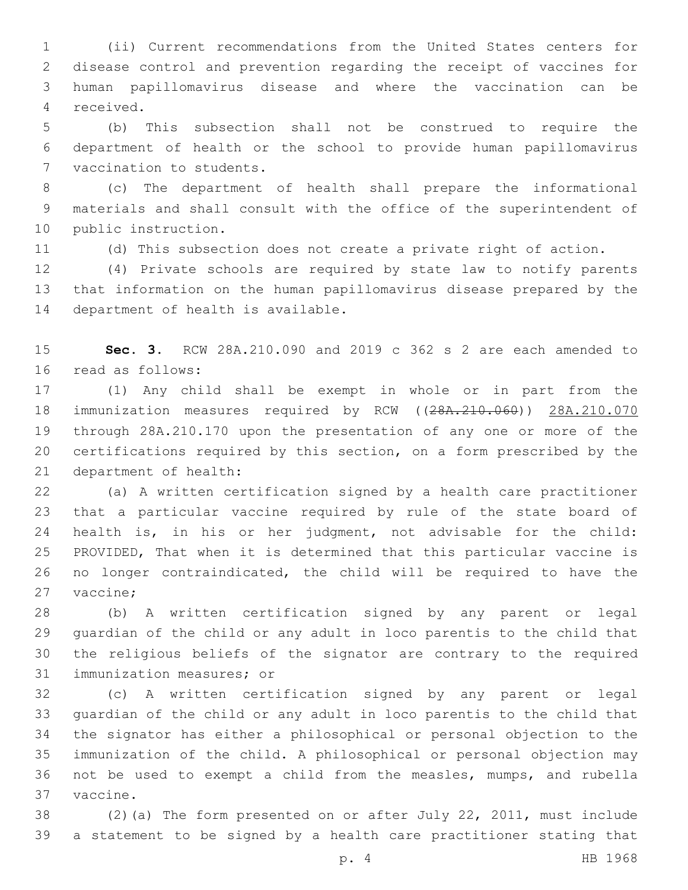(ii) Current recommendations from the United States centers for disease control and prevention regarding the receipt of vaccines for human papillomavirus disease and where the vaccination can be received.

(b) This subsection shall not be construed to require the department of health or the school to provide human papillomavirus vaccination to students.

(c) The department of health shall prepare the informational materials and shall consult with the office of the superintendent of public instruction.

(d) This subsection does not create a private right of action.

(4) Private schools are required by state law to notify parents that information on the human papillomavirus disease prepared by the department of health is available.

**Sec. 3.** RCW 28A.210.090 and 2019 c 362 s 2 are each amended to read as follows:

(1) Any child shall be exempt in whole or in part from the immunization measures required by RCW ((~~28A.210.060~~)) <u>28A.210.070</u> through 28A.210.170 upon the presentation of any one or more of the certifications required by this section, on a form prescribed by the department of health:

(a) A written certification signed by a health care practitioner that a particular vaccine required by rule of the state board of health is, in his or her judgment, not advisable for the child: PROVIDED, That when it is determined that this particular vaccine is no longer contraindicated, the child will be required to have the vaccine;

(b) A written certification signed by any parent or legal guardian of the child or any adult in loco parentis to the child that the religious beliefs of the signator are contrary to the required immunization measures; or

(c) A written certification signed by any parent or legal guardian of the child or any adult in loco parentis to the child that the signator has either a philosophical or personal objection to the immunization of the child. A philosophical or personal objection may not be used to exempt a child from the measles, mumps, and rubella vaccine.

(2)(a) The form presented on or after July 22, 2011, must include a statement to be signed by a health care practitioner stating that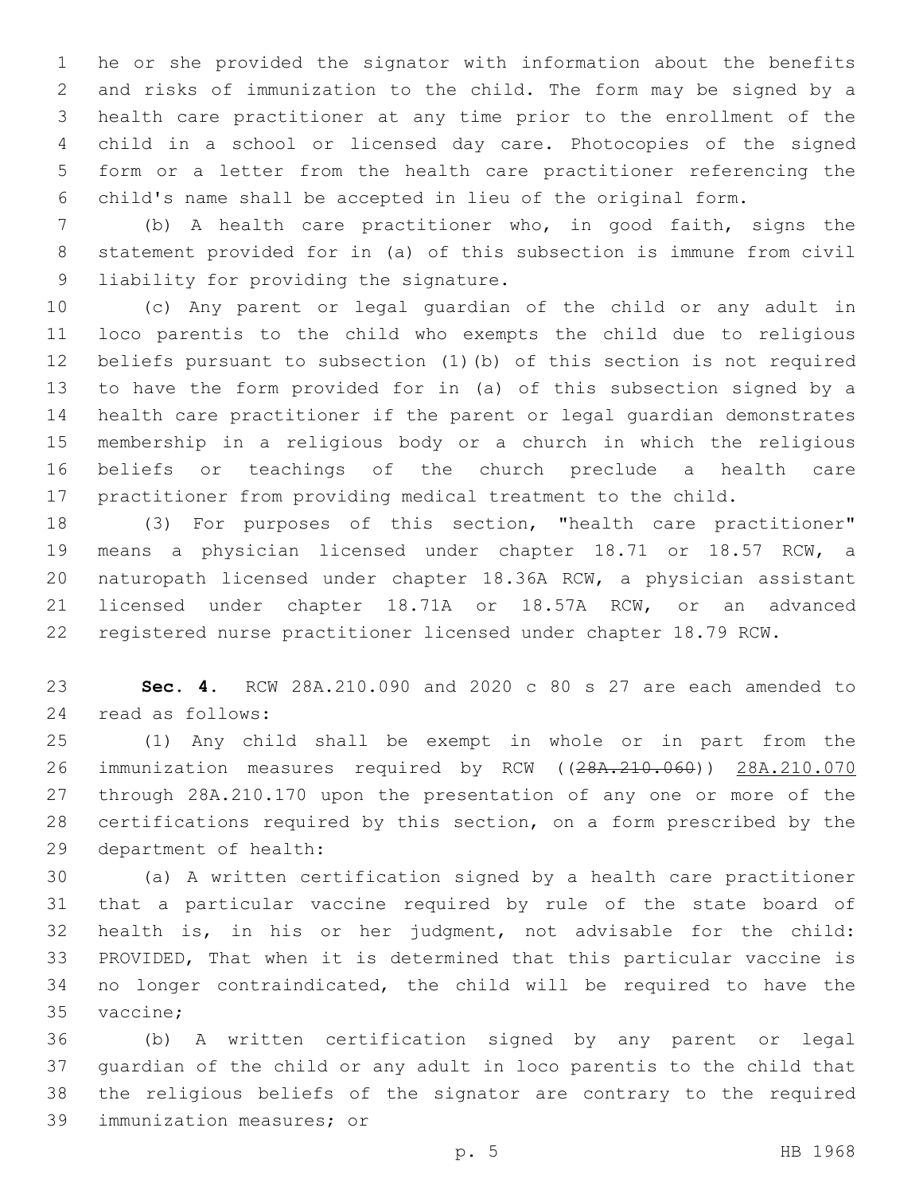he or she provided the signator with information about the benefits and risks of immunization to the child. The form may be signed by a health care practitioner at any time prior to the enrollment of the child in a school or licensed day care. Photocopies of the signed form or a letter from the health care practitioner referencing the child's name shall be accepted in lieu of the original form.

(b) A health care practitioner who, in good faith, signs the statement provided for in (a) of this subsection is immune from civil liability for providing the signature.

(c) Any parent or legal guardian of the child or any adult in loco parentis to the child who exempts the child due to religious beliefs pursuant to subsection (1)(b) of this section is not required to have the form provided for in (a) of this subsection signed by a health care practitioner if the parent or legal guardian demonstrates membership in a religious body or a church in which the religious beliefs or teachings of the church preclude a health care practitioner from providing medical treatment to the child.

(3) For purposes of this section, "health care practitioner" means a physician licensed under chapter 18.71 or 18.57 RCW, a naturopath licensed under chapter 18.36A RCW, a physician assistant licensed under chapter 18.71A or 18.57A RCW, or an advanced registered nurse practitioner licensed under chapter 18.79 RCW.

**Sec. 4.** RCW 28A.210.090 and 2020 c 80 s 27 are each amended to read as follows:

(1) Any child shall be exempt in whole or in part from the immunization measures required by RCW ((~~28A.210.060~~)) 28A.210.070 through 28A.210.170 upon the presentation of any one or more of the certifications required by this section, on a form prescribed by the department of health:

(a) A written certification signed by a health care practitioner that a particular vaccine required by rule of the state board of health is, in his or her judgment, not advisable for the child: PROVIDED, That when it is determined that this particular vaccine is no longer contraindicated, the child will be required to have the vaccine;

(b) A written certification signed by any parent or legal guardian of the child or any adult in loco parentis to the child that the religious beliefs of the signator are contrary to the required immunization measures; or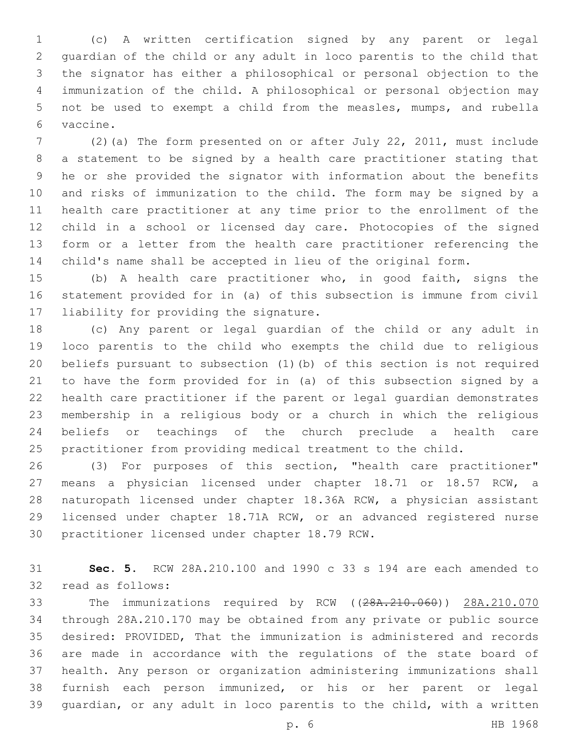(c) A written certification signed by any parent or legal guardian of the child or any adult in loco parentis to the child that the signator has either a philosophical or personal objection to the immunization of the child. A philosophical or personal objection may not be used to exempt a child from the measles, mumps, and rubella vaccine.

(2)(a) The form presented on or after July 22, 2011, must include a statement to be signed by a health care practitioner stating that he or she provided the signator with information about the benefits and risks of immunization to the child. The form may be signed by a health care practitioner at any time prior to the enrollment of the child in a school or licensed day care. Photocopies of the signed form or a letter from the health care practitioner referencing the child's name shall be accepted in lieu of the original form.

(b) A health care practitioner who, in good faith, signs the statement provided for in (a) of this subsection is immune from civil liability for providing the signature.

(c) Any parent or legal guardian of the child or any adult in loco parentis to the child who exempts the child due to religious beliefs pursuant to subsection (1)(b) of this section is not required to have the form provided for in (a) of this subsection signed by a health care practitioner if the parent or legal guardian demonstrates membership in a religious body or a church in which the religious beliefs or teachings of the church preclude a health care practitioner from providing medical treatment to the child.

(3) For purposes of this section, "health care practitioner" means a physician licensed under chapter 18.71 or 18.57 RCW, a naturopath licensed under chapter 18.36A RCW, a physician assistant licensed under chapter 18.71A RCW, or an advanced registered nurse practitioner licensed under chapter 18.79 RCW.

**Sec. 5.** RCW 28A.210.100 and 1990 c 33 s 194 are each amended to read as follows:

The immunizations required by RCW ((~~28A.210.060~~)) <u>28A.210.070</u> through 28A.210.170 may be obtained from any private or public source desired: PROVIDED, That the immunization is administered and records are made in accordance with the regulations of the state board of health. Any person or organization administering immunizations shall furnish each person immunized, or his or her parent or legal guardian, or any adult in loco parentis to the child, with a written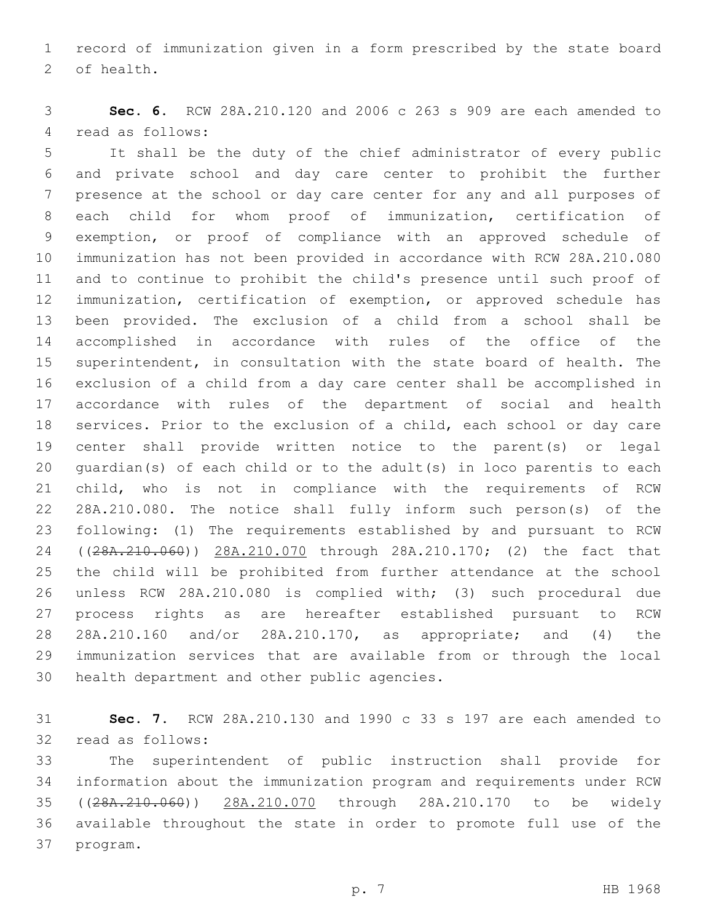record of immunization given in a form prescribed by the state board of health.

**Sec. 6.** RCW 28A.210.120 and 2006 c 263 s 909 are each amended to read as follows:

It shall be the duty of the chief administrator of every public and private school and day care center to prohibit the further presence at the school or day care center for any and all purposes of each child for whom proof of immunization, certification of exemption, or proof of compliance with an approved schedule of immunization has not been provided in accordance with RCW 28A.210.080 and to continue to prohibit the child's presence until such proof of immunization, certification of exemption, or approved schedule has been provided. The exclusion of a child from a school shall be accomplished in accordance with rules of the office of the superintendent, in consultation with the state board of health. The exclusion of a child from a day care center shall be accomplished in accordance with rules of the department of social and health services. Prior to the exclusion of a child, each school or day care center shall provide written notice to the parent(s) or legal guardian(s) of each child or to the adult(s) in loco parentis to each child, who is not in compliance with the requirements of RCW 28A.210.080. The notice shall fully inform such person(s) of the following: (1) The requirements established by and pursuant to RCW ((~~28A.210.060~~)) <u>28A.210.070</u> through 28A.210.170; (2) the fact that the child will be prohibited from further attendance at the school unless RCW 28A.210.080 is complied with; (3) such procedural due process rights as are hereafter established pursuant to RCW 28A.210.160 and/or 28A.210.170, as appropriate; and (4) the immunization services that are available from or through the local health department and other public agencies.

**Sec. 7.** RCW 28A.210.130 and 1990 c 33 s 197 are each amended to read as follows:

The superintendent of public instruction shall provide for information about the immunization program and requirements under RCW ((~~28A.210.060~~)) <u>28A.210.070</u> through 28A.210.170 to be widely available throughout the state in order to promote full use of the program.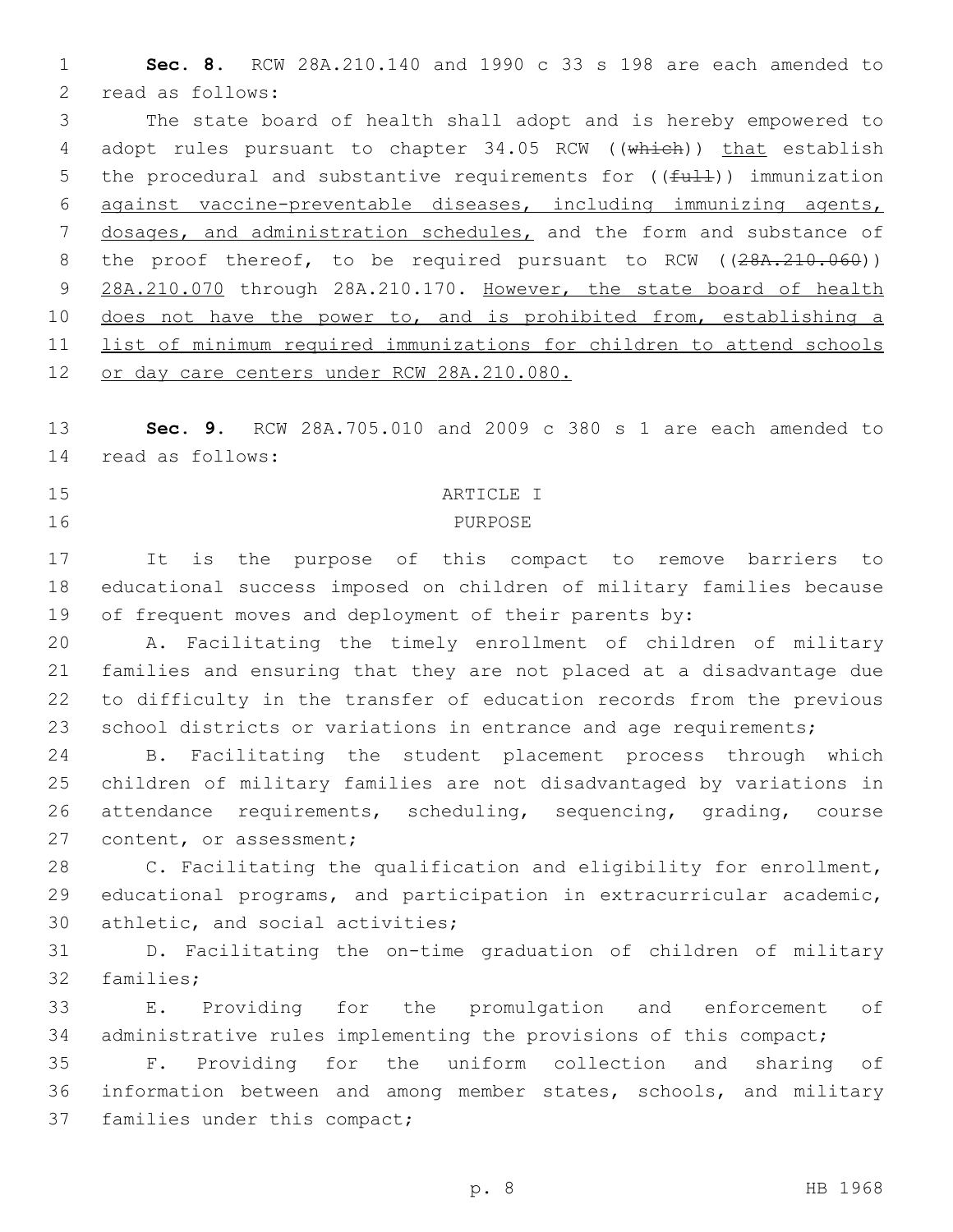**Sec. 8.** RCW 28A.210.140 and 1990 c 33 s 198 are each amended to read as follows:

The state board of health shall adopt and is hereby empowered to adopt rules pursuant to chapter 34.05 RCW ((which)) that establish the procedural and substantive requirements for ((~~full~~)) immunization against vaccine-preventable diseases, including immunizing agents, dosages, and administration schedules, and the form and substance of the proof thereof, to be required pursuant to RCW ((~~28A.210.060~~)) 28A.210.070 through 28A.210.170. However, the state board of health does not have the power to, and is prohibited from, establishing a list of minimum required immunizations for children to attend schools or day care centers under RCW 28A.210.080.

**Sec. 9.** RCW 28A.705.010 and 2009 c 380 s 1 are each amended to read as follows:

ARTICLE I

PURPOSE

It is the purpose of this compact to remove barriers to educational success imposed on children of military families because of frequent moves and deployment of their parents by:

A. Facilitating the timely enrollment of children of military families and ensuring that they are not placed at a disadvantage due to difficulty in the transfer of education records from the previous school districts or variations in entrance and age requirements;

B. Facilitating the student placement process through which children of military families are not disadvantaged by variations in attendance requirements, scheduling, sequencing, grading, course content, or assessment;

C. Facilitating the qualification and eligibility for enrollment, educational programs, and participation in extracurricular academic, athletic, and social activities;

D. Facilitating the on-time graduation of children of military families;

E. Providing for the promulgation and enforcement of administrative rules implementing the provisions of this compact;

F. Providing for the uniform collection and sharing of information between and among member states, schools, and military families under this compact;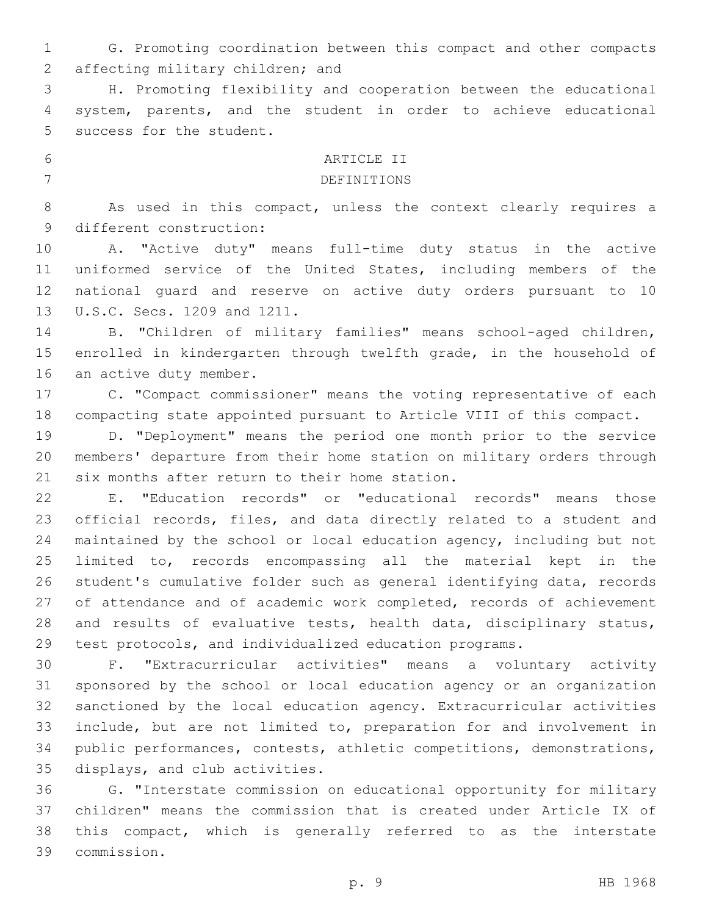G. Promoting coordination between this compact and other compacts affecting military children; and

H. Promoting flexibility and cooperation between the educational system, parents, and the student in order to achieve educational success for the student.

ARTICLE II

DEFINITIONS

As used in this compact, unless the context clearly requires a different construction:

A. "Active duty" means full-time duty status in the active uniformed service of the United States, including members of the national guard and reserve on active duty orders pursuant to 10 U.S.C. Secs. 1209 and 1211.

B. "Children of military families" means school-aged children, enrolled in kindergarten through twelfth grade, in the household of an active duty member.

C. "Compact commissioner" means the voting representative of each compacting state appointed pursuant to Article VIII of this compact.

D. "Deployment" means the period one month prior to the service members' departure from their home station on military orders through six months after return to their home station.

E. "Education records" or "educational records" means those official records, files, and data directly related to a student and maintained by the school or local education agency, including but not limited to, records encompassing all the material kept in the student's cumulative folder such as general identifying data, records of attendance and of academic work completed, records of achievement and results of evaluative tests, health data, disciplinary status, test protocols, and individualized education programs.

F. "Extracurricular activities" means a voluntary activity sponsored by the school or local education agency or an organization sanctioned by the local education agency. Extracurricular activities include, but are not limited to, preparation for and involvement in public performances, contests, athletic competitions, demonstrations, displays, and club activities.

G. "Interstate commission on educational opportunity for military children" means the commission that is created under Article IX of this compact, which is generally referred to as the interstate commission.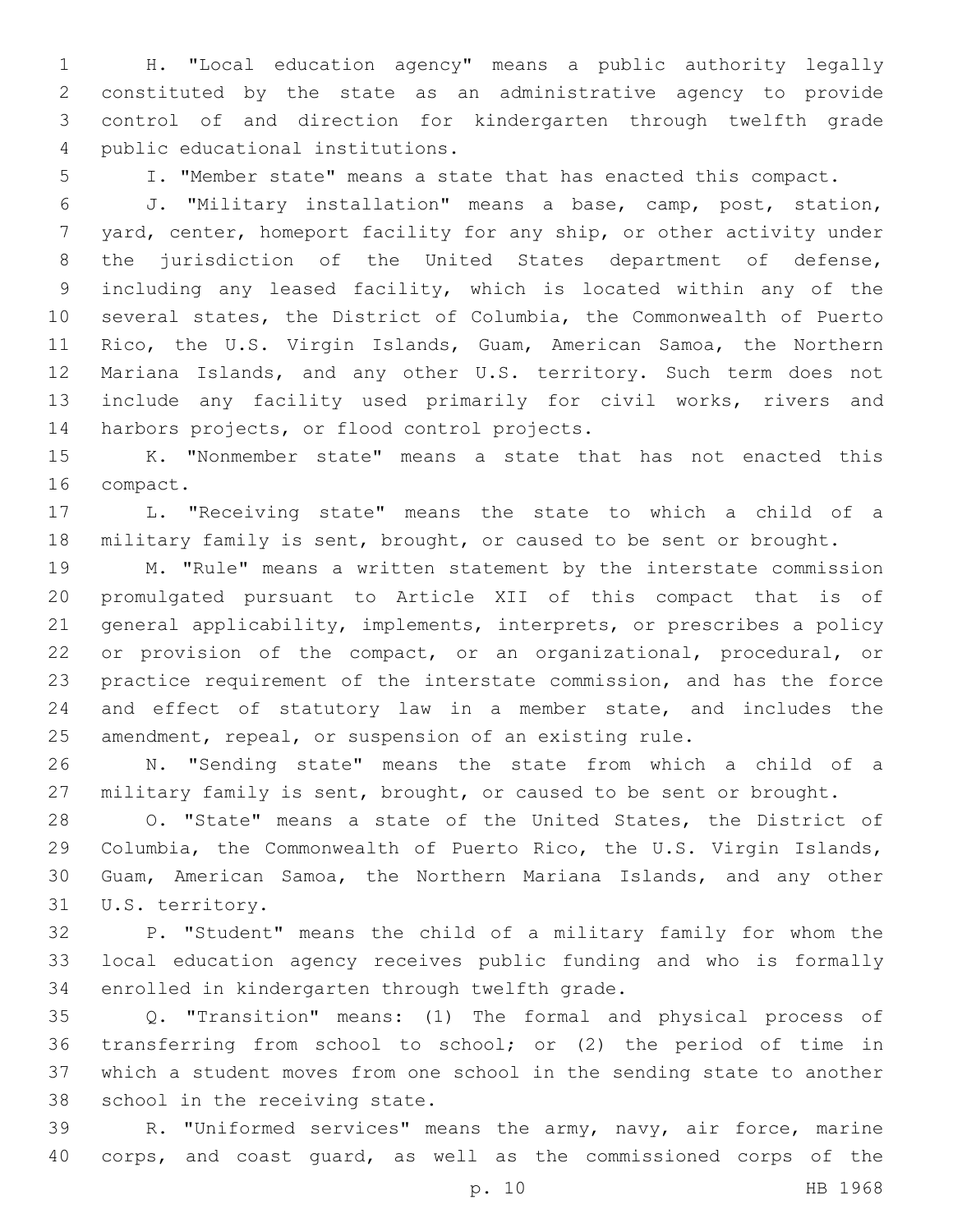H. "Local education agency" means a public authority legally constituted by the state as an administrative agency to provide control of and direction for kindergarten through twelfth grade public educational institutions.

I. "Member state" means a state that has enacted this compact.

J. "Military installation" means a base, camp, post, station, yard, center, homeport facility for any ship, or other activity under the jurisdiction of the United States department of defense, including any leased facility, which is located within any of the several states, the District of Columbia, the Commonwealth of Puerto Rico, the U.S. Virgin Islands, Guam, American Samoa, the Northern Mariana Islands, and any other U.S. territory. Such term does not include any facility used primarily for civil works, rivers and harbors projects, or flood control projects.

K. "Nonmember state" means a state that has not enacted this compact.

L. "Receiving state" means the state to which a child of a military family is sent, brought, or caused to be sent or brought.

M. "Rule" means a written statement by the interstate commission promulgated pursuant to Article XII of this compact that is of general applicability, implements, interprets, or prescribes a policy or provision of the compact, or an organizational, procedural, or practice requirement of the interstate commission, and has the force and effect of statutory law in a member state, and includes the amendment, repeal, or suspension of an existing rule.

N. "Sending state" means the state from which a child of a military family is sent, brought, or caused to be sent or brought.

O. "State" means a state of the United States, the District of Columbia, the Commonwealth of Puerto Rico, the U.S. Virgin Islands, Guam, American Samoa, the Northern Mariana Islands, and any other U.S. territory.

P. "Student" means the child of a military family for whom the local education agency receives public funding and who is formally enrolled in kindergarten through twelfth grade.

Q. "Transition" means: (1) The formal and physical process of transferring from school to school; or (2) the period of time in which a student moves from one school in the sending state to another school in the receiving state.

R. "Uniformed services" means the army, navy, air force, marine corps, and coast guard, as well as the commissioned corps of the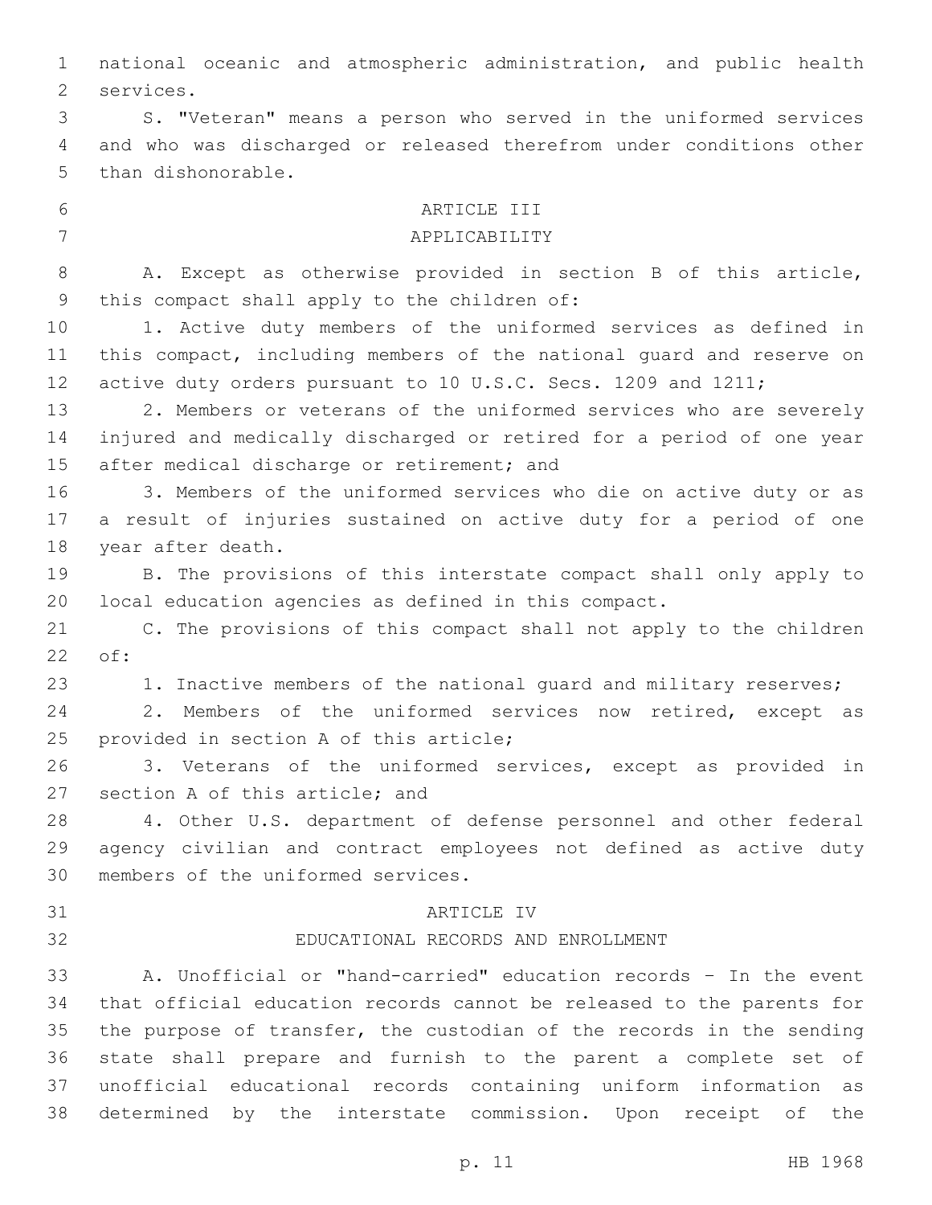national oceanic and atmospheric administration, and public health services.

S. "Veteran" means a person who served in the uniformed services and who was discharged or released therefrom under conditions other than dishonorable.

## ARTICLE III

## APPLICABILITY

A. Except as otherwise provided in section B of this article, this compact shall apply to the children of:

1. Active duty members of the uniformed services as defined in this compact, including members of the national guard and reserve on active duty orders pursuant to 10 U.S.C. Secs. 1209 and 1211;

2. Members or veterans of the uniformed services who are severely injured and medically discharged or retired for a period of one year after medical discharge or retirement; and

3. Members of the uniformed services who die on active duty or as a result of injuries sustained on active duty for a period of one year after death.

B. The provisions of this interstate compact shall only apply to local education agencies as defined in this compact.

C. The provisions of this compact shall not apply to the children of:

1. Inactive members of the national guard and military reserves;

2. Members of the uniformed services now retired, except as provided in section A of this article;

3. Veterans of the uniformed services, except as provided in section A of this article; and

4. Other U.S. department of defense personnel and other federal agency civilian and contract employees not defined as active duty members of the uniformed services.

## ARTICLE IV

## EDUCATIONAL RECORDS AND ENROLLMENT

A. Unofficial or "hand-carried" education records – In the event that official education records cannot be released to the parents for the purpose of transfer, the custodian of the records in the sending state shall prepare and furnish to the parent a complete set of unofficial educational records containing uniform information as determined by the interstate commission. Upon receipt of the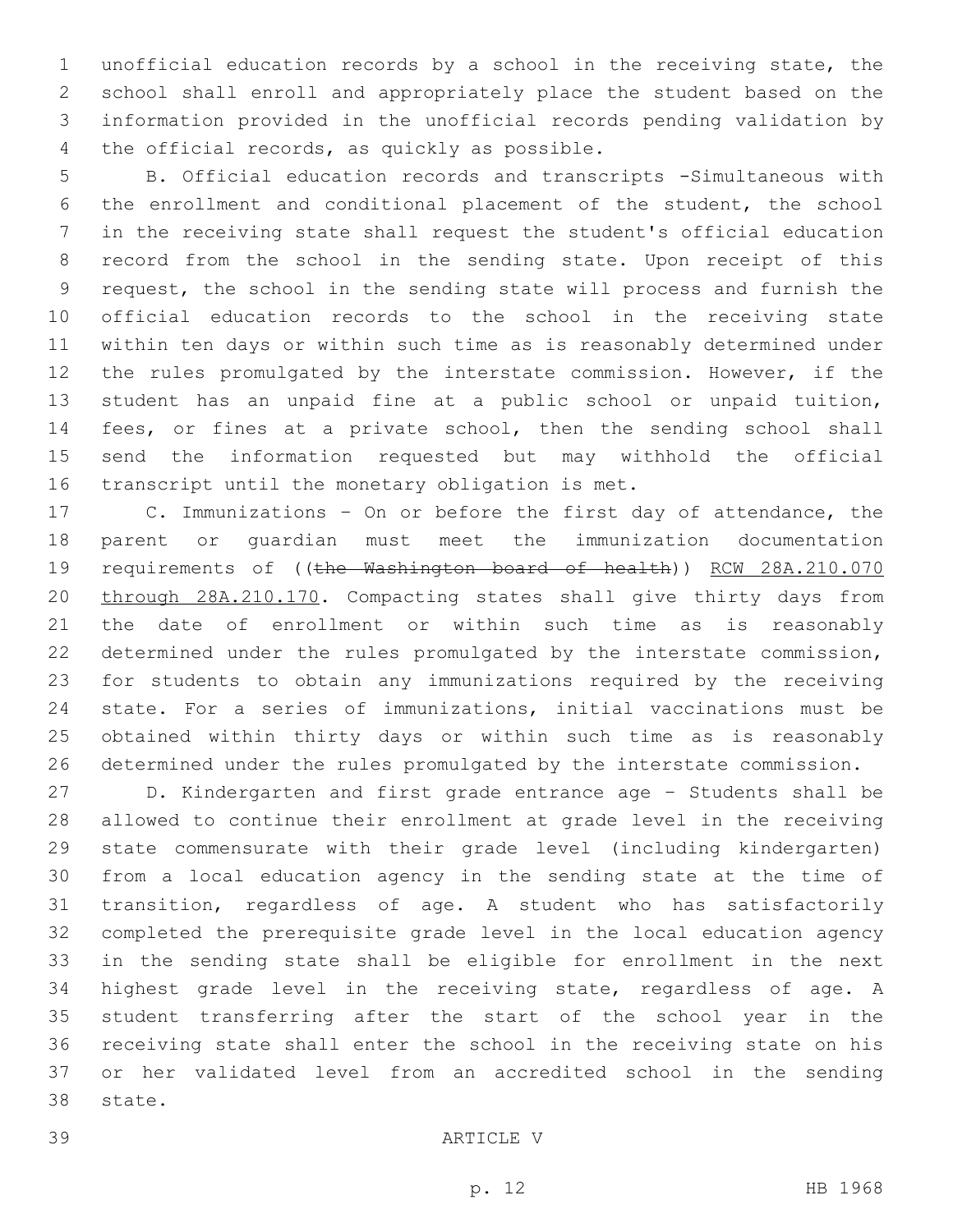unofficial education records by a school in the receiving state, the school shall enroll and appropriately place the student based on the information provided in the unofficial records pending validation by the official records, as quickly as possible.

B. Official education records and transcripts -Simultaneous with the enrollment and conditional placement of the student, the school in the receiving state shall request the student's official education record from the school in the sending state. Upon receipt of this request, the school in the sending state will process and furnish the official education records to the school in the receiving state within ten days or within such time as is reasonably determined under the rules promulgated by the interstate commission. However, if the student has an unpaid fine at a public school or unpaid tuition, fees, or fines at a private school, then the sending school shall send the information requested but may withhold the official transcript until the monetary obligation is met.

C. Immunizations – On or before the first day of attendance, the parent or guardian must meet the immunization documentation requirements of ((~~the Washington board of health~~)) <u>RCW 28A.210.070 through 28A.210.170</u>. Compacting states shall give thirty days from the date of enrollment or within such time as is reasonably determined under the rules promulgated by the interstate commission, for students to obtain any immunizations required by the receiving state. For a series of immunizations, initial vaccinations must be obtained within thirty days or within such time as is reasonably determined under the rules promulgated by the interstate commission.

D. Kindergarten and first grade entrance age – Students shall be allowed to continue their enrollment at grade level in the receiving state commensurate with their grade level (including kindergarten) from a local education agency in the sending state at the time of transition, regardless of age. A student who has satisfactorily completed the prerequisite grade level in the local education agency in the sending state shall be eligible for enrollment in the next highest grade level in the receiving state, regardless of age. A student transferring after the start of the school year in the receiving state shall enter the school in the receiving state on his or her validated level from an accredited school in the sending state.

ARTICLE V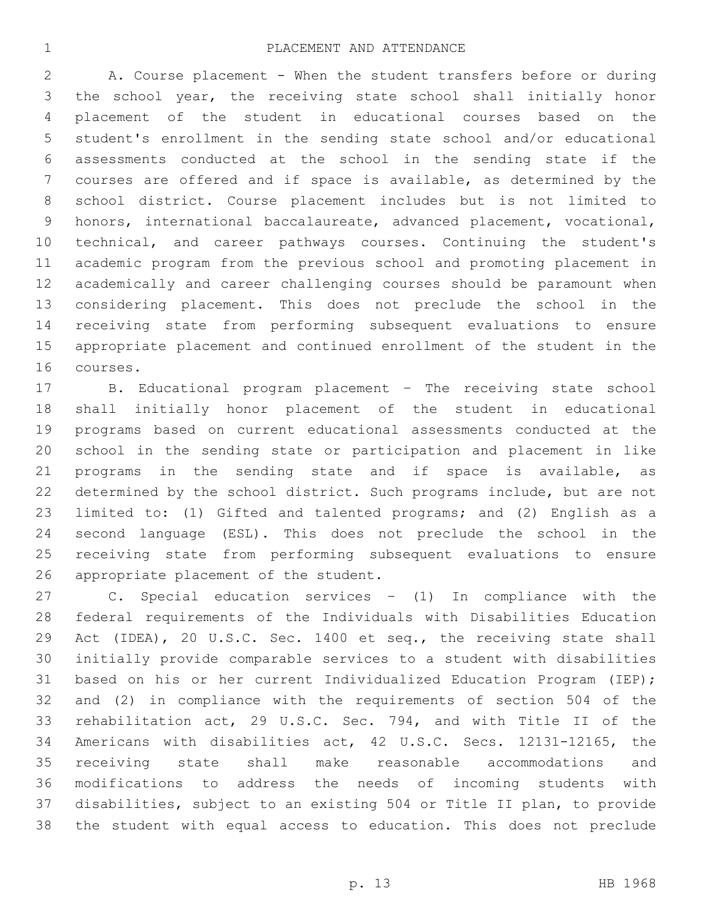PLACEMENT AND ATTENDANCE

A. Course placement - When the student transfers before or during the school year, the receiving state school shall initially honor placement of the student in educational courses based on the student's enrollment in the sending state school and/or educational assessments conducted at the school in the sending state if the courses are offered and if space is available, as determined by the school district. Course placement includes but is not limited to honors, international baccalaureate, advanced placement, vocational, technical, and career pathways courses. Continuing the student's academic program from the previous school and promoting placement in academically and career challenging courses should be paramount when considering placement. This does not preclude the school in the receiving state from performing subsequent evaluations to ensure appropriate placement and continued enrollment of the student in the courses.

B. Educational program placement – The receiving state school shall initially honor placement of the student in educational programs based on current educational assessments conducted at the school in the sending state or participation and placement in like programs in the sending state and if space is available, as determined by the school district. Such programs include, but are not limited to: (1) Gifted and talented programs; and (2) English as a second language (ESL). This does not preclude the school in the receiving state from performing subsequent evaluations to ensure appropriate placement of the student.

C. Special education services – (1) In compliance with the federal requirements of the Individuals with Disabilities Education Act (IDEA), 20 U.S.C. Sec. 1400 et seq., the receiving state shall initially provide comparable services to a student with disabilities based on his or her current Individualized Education Program (IEP); and (2) in compliance with the requirements of section 504 of the rehabilitation act, 29 U.S.C. Sec. 794, and with Title II of the Americans with disabilities act, 42 U.S.C. Secs. 12131-12165, the receiving state shall make reasonable accommodations and modifications to address the needs of incoming students with disabilities, subject to an existing 504 or Title II plan, to provide the student with equal access to education. This does not preclude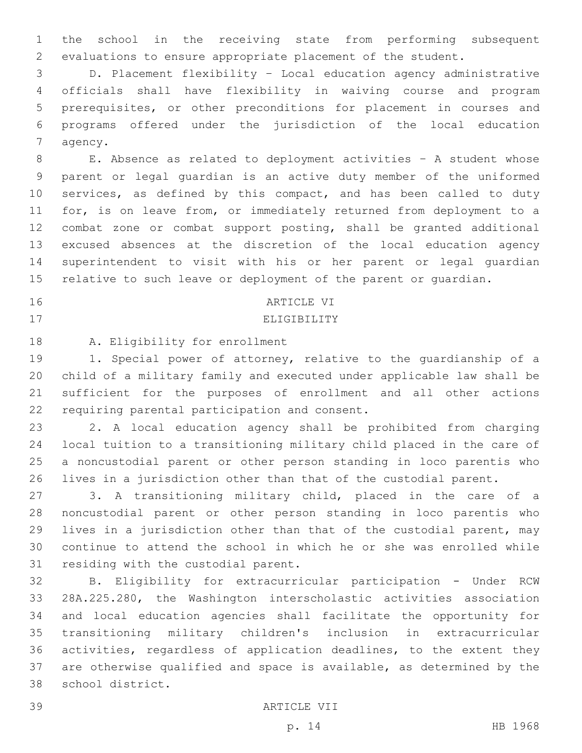the school in the receiving state from performing subsequent evaluations to ensure appropriate placement of the student.

D. Placement flexibility – Local education agency administrative officials shall have flexibility in waiving course and program prerequisites, or other preconditions for placement in courses and programs offered under the jurisdiction of the local education agency.

E. Absence as related to deployment activities – A student whose parent or legal guardian is an active duty member of the uniformed services, as defined by this compact, and has been called to duty for, is on leave from, or immediately returned from deployment to a combat zone or combat support posting, shall be granted additional excused absences at the discretion of the local education agency superintendent to visit with his or her parent or legal guardian relative to such leave or deployment of the parent or guardian.

## ARTICLE VI

## ELIGIBILITY

A. Eligibility for enrollment

1. Special power of attorney, relative to the guardianship of a child of a military family and executed under applicable law shall be sufficient for the purposes of enrollment and all other actions requiring parental participation and consent.

2. A local education agency shall be prohibited from charging local tuition to a transitioning military child placed in the care of a noncustodial parent or other person standing in loco parentis who lives in a jurisdiction other than that of the custodial parent.

3. A transitioning military child, placed in the care of a noncustodial parent or other person standing in loco parentis who lives in a jurisdiction other than that of the custodial parent, may continue to attend the school in which he or she was enrolled while residing with the custodial parent.

B. Eligibility for extracurricular participation - Under RCW 28A.225.280, the Washington interscholastic activities association and local education agencies shall facilitate the opportunity for transitioning military children's inclusion in extracurricular activities, regardless of application deadlines, to the extent they are otherwise qualified and space is available, as determined by the school district.

## ARTICLE VII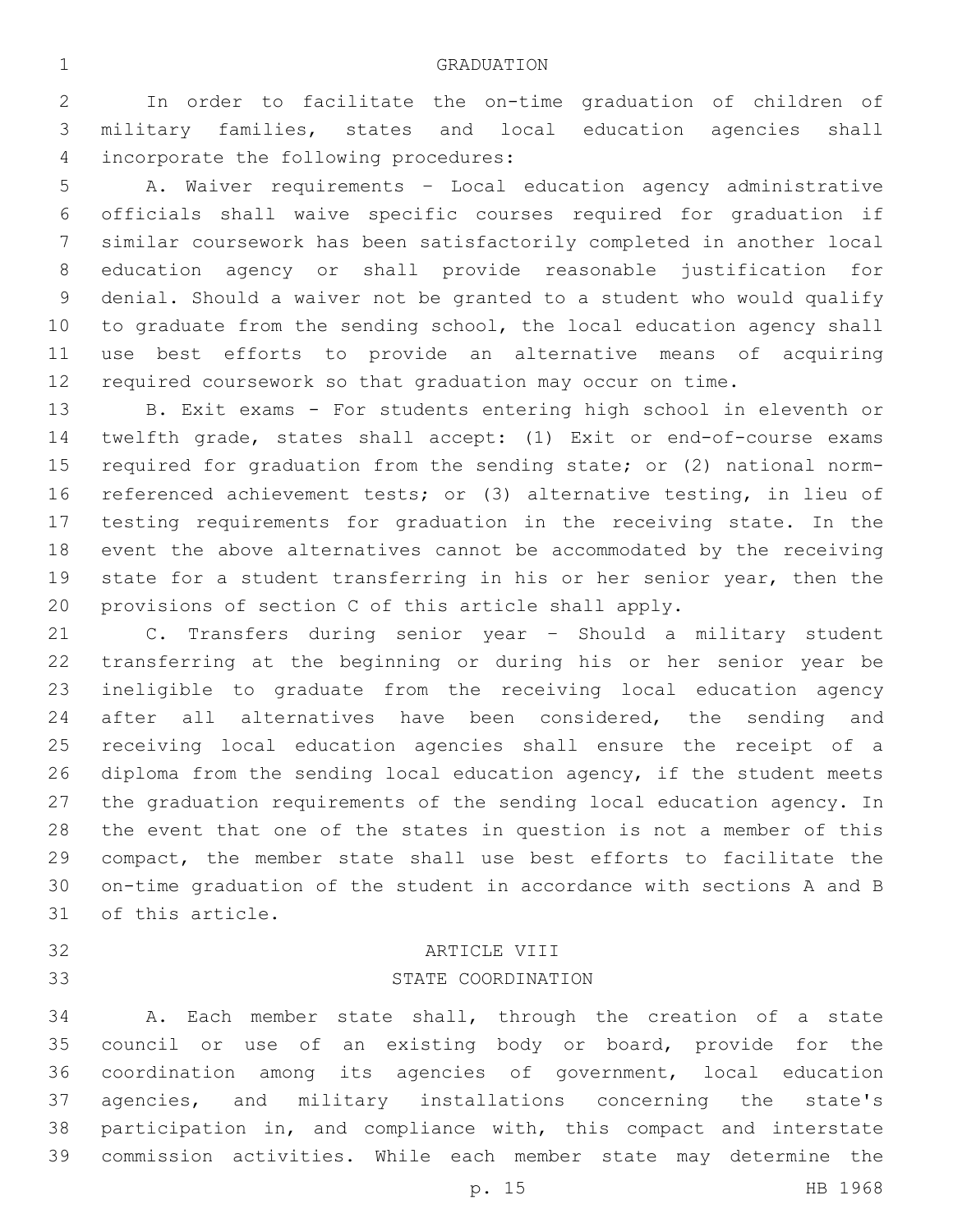## GRADUATION

In order to facilitate the on-time graduation of children of military families, states and local education agencies shall incorporate the following procedures:

A. Waiver requirements – Local education agency administrative officials shall waive specific courses required for graduation if similar coursework has been satisfactorily completed in another local education agency or shall provide reasonable justification for denial. Should a waiver not be granted to a student who would qualify to graduate from the sending school, the local education agency shall use best efforts to provide an alternative means of acquiring required coursework so that graduation may occur on time.

B. Exit exams - For students entering high school in eleventh or twelfth grade, states shall accept: (1) Exit or end-of-course exams required for graduation from the sending state; or (2) national norm-referenced achievement tests; or (3) alternative testing, in lieu of testing requirements for graduation in the receiving state. In the event the above alternatives cannot be accommodated by the receiving state for a student transferring in his or her senior year, then the provisions of section C of this article shall apply.

C. Transfers during senior year – Should a military student transferring at the beginning or during his or her senior year be ineligible to graduate from the receiving local education agency after all alternatives have been considered, the sending and receiving local education agencies shall ensure the receipt of a diploma from the sending local education agency, if the student meets the graduation requirements of the sending local education agency. In the event that one of the states in question is not a member of this compact, the member state shall use best efforts to facilitate the on-time graduation of the student in accordance with sections A and B of this article.

## ARTICLE VIII
## STATE COORDINATION

A. Each member state shall, through the creation of a state council or use of an existing body or board, provide for the coordination among its agencies of government, local education agencies, and military installations concerning the state's participation in, and compliance with, this compact and interstate commission activities. While each member state may determine the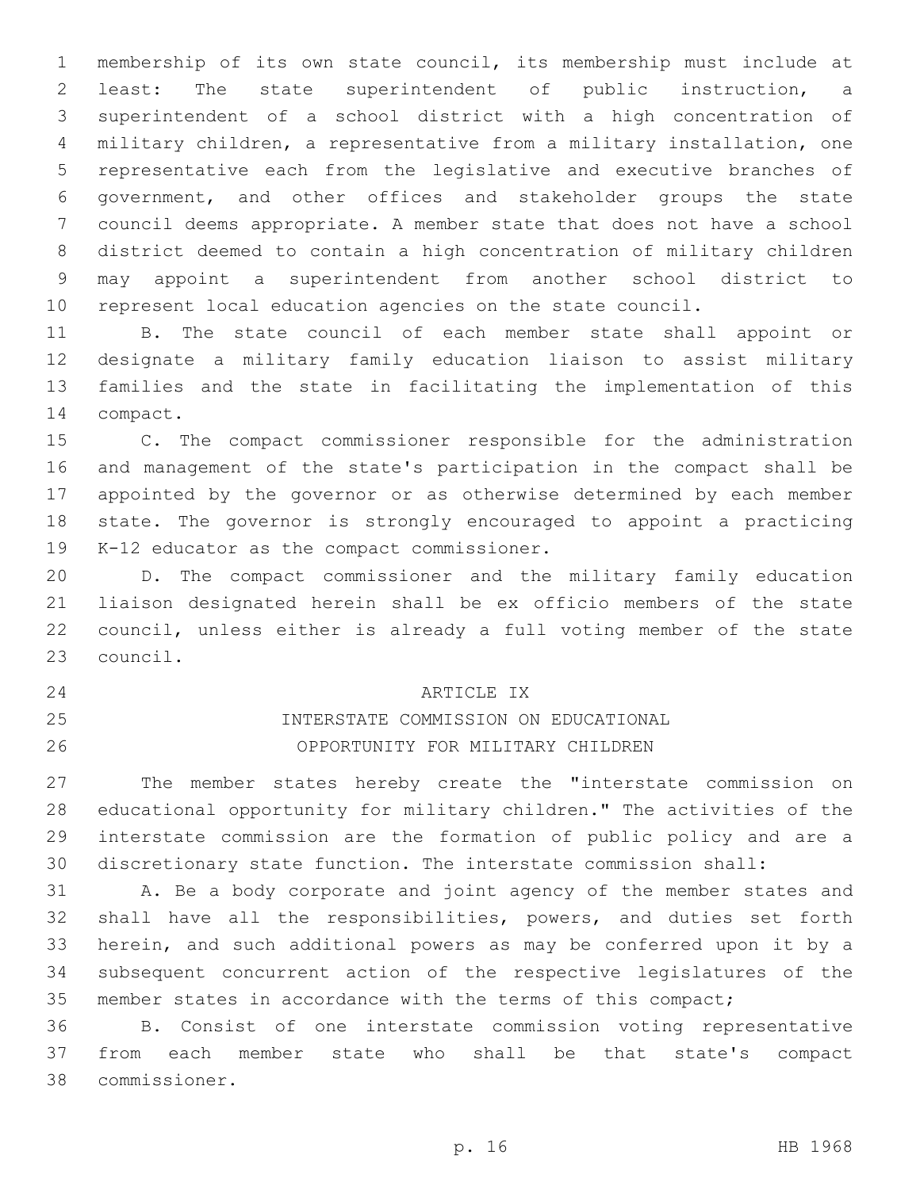membership of its own state council, its membership must include at least: The state superintendent of public instruction, a superintendent of a school district with a high concentration of military children, a representative from a military installation, one representative each from the legislative and executive branches of government, and other offices and stakeholder groups the state council deems appropriate. A member state that does not have a school district deemed to contain a high concentration of military children may appoint a superintendent from another school district to represent local education agencies on the state council.

B. The state council of each member state shall appoint or designate a military family education liaison to assist military families and the state in facilitating the implementation of this compact.

C. The compact commissioner responsible for the administration and management of the state's participation in the compact shall be appointed by the governor or as otherwise determined by each member state. The governor is strongly encouraged to appoint a practicing K-12 educator as the compact commissioner.

D. The compact commissioner and the military family education liaison designated herein shall be ex officio members of the state council, unless either is already a full voting member of the state council.

ARTICLE IX

INTERSTATE COMMISSION ON EDUCATIONAL OPPORTUNITY FOR MILITARY CHILDREN

The member states hereby create the "interstate commission on educational opportunity for military children." The activities of the interstate commission are the formation of public policy and are a discretionary state function. The interstate commission shall:

A. Be a body corporate and joint agency of the member states and shall have all the responsibilities, powers, and duties set forth herein, and such additional powers as may be conferred upon it by a subsequent concurrent action of the respective legislatures of the member states in accordance with the terms of this compact;

B. Consist of one interstate commission voting representative from each member state who shall be that state's compact commissioner.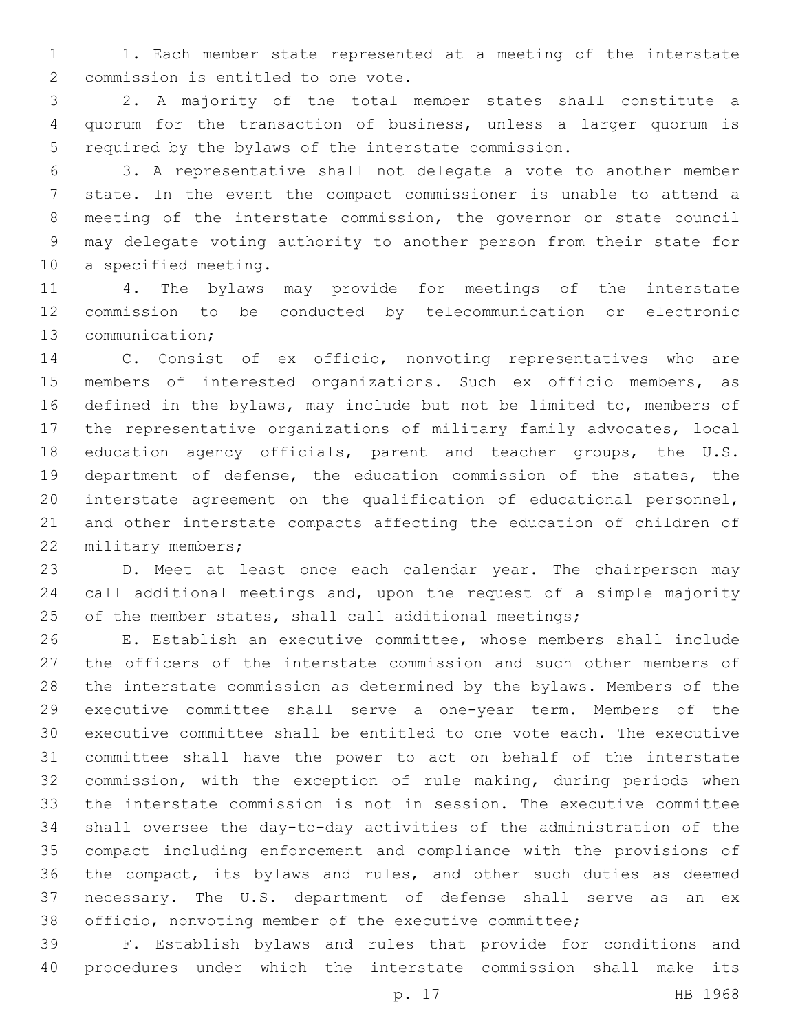1. Each member state represented at a meeting of the interstate commission is entitled to one vote.

2. A majority of the total member states shall constitute a quorum for the transaction of business, unless a larger quorum is required by the bylaws of the interstate commission.

3. A representative shall not delegate a vote to another member state. In the event the compact commissioner is unable to attend a meeting of the interstate commission, the governor or state council may delegate voting authority to another person from their state for a specified meeting.

4. The bylaws may provide for meetings of the interstate commission to be conducted by telecommunication or electronic communication;

C. Consist of ex officio, nonvoting representatives who are members of interested organizations. Such ex officio members, as defined in the bylaws, may include but not be limited to, members of the representative organizations of military family advocates, local education agency officials, parent and teacher groups, the U.S. department of defense, the education commission of the states, the interstate agreement on the qualification of educational personnel, and other interstate compacts affecting the education of children of military members;

D. Meet at least once each calendar year. The chairperson may call additional meetings and, upon the request of a simple majority of the member states, shall call additional meetings;

E. Establish an executive committee, whose members shall include the officers of the interstate commission and such other members of the interstate commission as determined by the bylaws. Members of the executive committee shall serve a one-year term. Members of the executive committee shall be entitled to one vote each. The executive committee shall have the power to act on behalf of the interstate commission, with the exception of rule making, during periods when the interstate commission is not in session. The executive committee shall oversee the day-to-day activities of the administration of the compact including enforcement and compliance with the provisions of the compact, its bylaws and rules, and other such duties as deemed necessary. The U.S. department of defense shall serve as an ex officio, nonvoting member of the executive committee;

F. Establish bylaws and rules that provide for conditions and procedures under which the interstate commission shall make its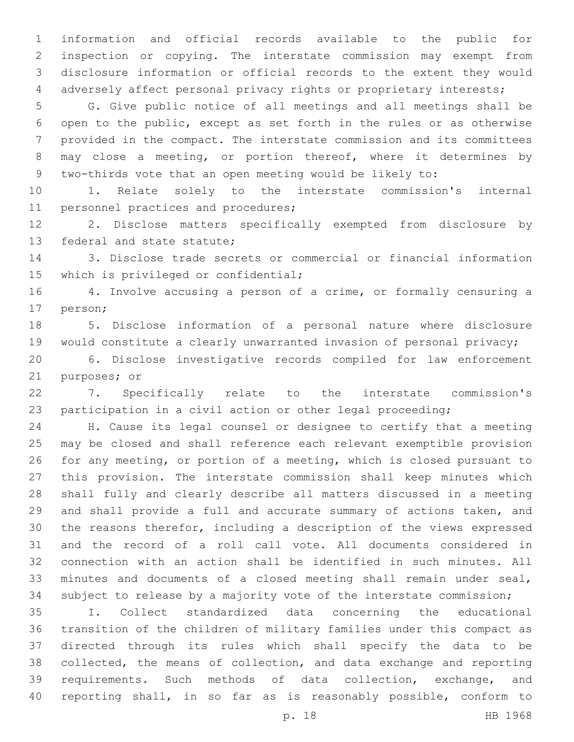information and official records available to the public for inspection or copying. The interstate commission may exempt from disclosure information or official records to the extent they would adversely affect personal privacy rights or proprietary interests;

G. Give public notice of all meetings and all meetings shall be open to the public, except as set forth in the rules or as otherwise provided in the compact. The interstate commission and its committees may close a meeting, or portion thereof, where it determines by two-thirds vote that an open meeting would be likely to:

1. Relate solely to the interstate commission's internal personnel practices and procedures;

2. Disclose matters specifically exempted from disclosure by federal and state statute;

3. Disclose trade secrets or commercial or financial information which is privileged or confidential;

4. Involve accusing a person of a crime, or formally censuring a person;

5. Disclose information of a personal nature where disclosure would constitute a clearly unwarranted invasion of personal privacy;

6. Disclose investigative records compiled for law enforcement purposes; or

7. Specifically relate to the interstate commission's participation in a civil action or other legal proceeding;

H. Cause its legal counsel or designee to certify that a meeting may be closed and shall reference each relevant exemptible provision for any meeting, or portion of a meeting, which is closed pursuant to this provision. The interstate commission shall keep minutes which shall fully and clearly describe all matters discussed in a meeting and shall provide a full and accurate summary of actions taken, and the reasons therefor, including a description of the views expressed and the record of a roll call vote. All documents considered in connection with an action shall be identified in such minutes. All minutes and documents of a closed meeting shall remain under seal, subject to release by a majority vote of the interstate commission;

I. Collect standardized data concerning the educational transition of the children of military families under this compact as directed through its rules which shall specify the data to be collected, the means of collection, and data exchange and reporting requirements. Such methods of data collection, exchange, and reporting shall, in so far as is reasonably possible, conform to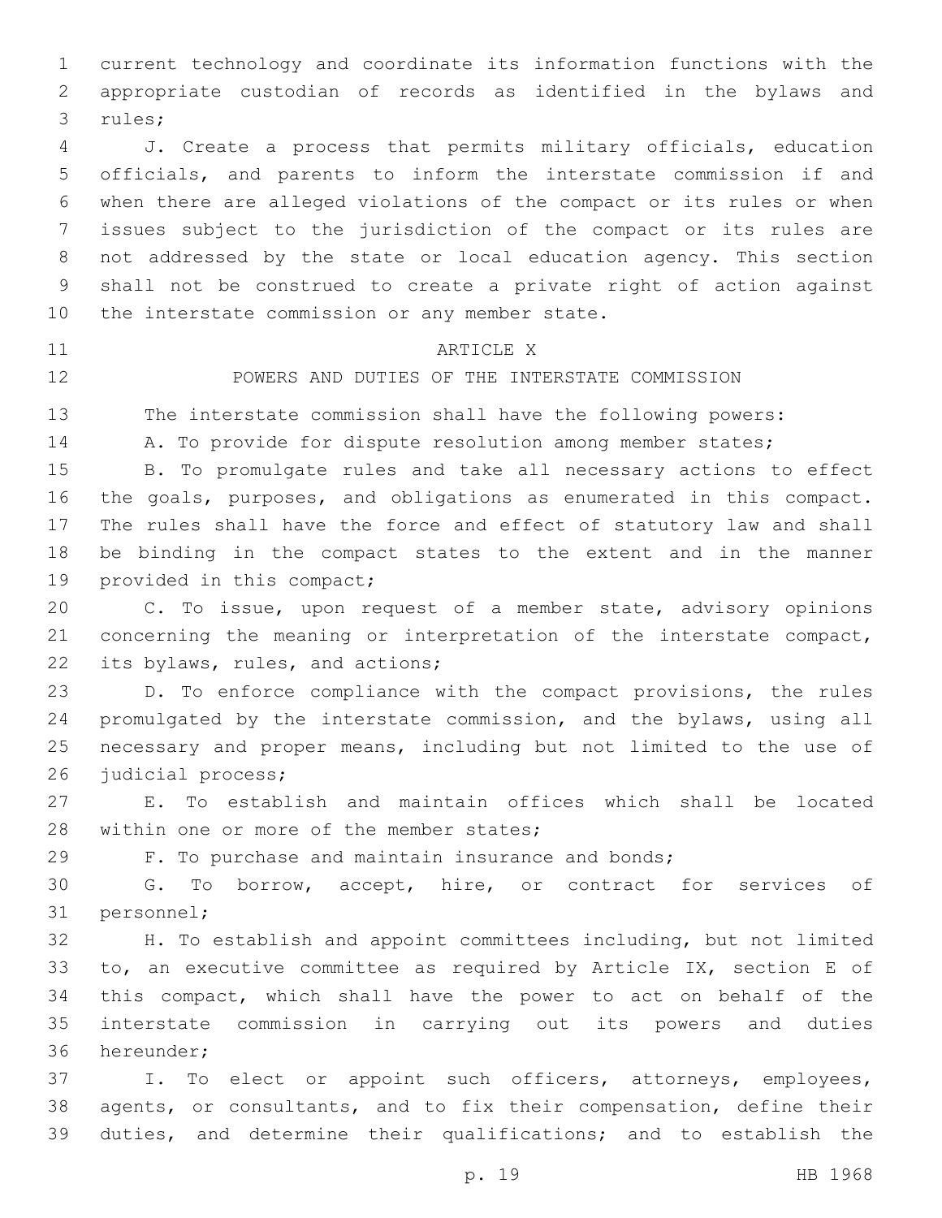current technology and coordinate its information functions with the appropriate custodian of records as identified in the bylaws and rules;

J. Create a process that permits military officials, education officials, and parents to inform the interstate commission if and when there are alleged violations of the compact or its rules or when issues subject to the jurisdiction of the compact or its rules are not addressed by the state or local education agency. This section shall not be construed to create a private right of action against the interstate commission or any member state.

## ARTICLE X

## POWERS AND DUTIES OF THE INTERSTATE COMMISSION

The interstate commission shall have the following powers:

A. To provide for dispute resolution among member states;

B. To promulgate rules and take all necessary actions to effect the goals, purposes, and obligations as enumerated in this compact. The rules shall have the force and effect of statutory law and shall be binding in the compact states to the extent and in the manner provided in this compact;

C. To issue, upon request of a member state, advisory opinions concerning the meaning or interpretation of the interstate compact, its bylaws, rules, and actions;

D. To enforce compliance with the compact provisions, the rules promulgated by the interstate commission, and the bylaws, using all necessary and proper means, including but not limited to the use of judicial process;

E. To establish and maintain offices which shall be located within one or more of the member states;

F. To purchase and maintain insurance and bonds;

G. To borrow, accept, hire, or contract for services of personnel;

H. To establish and appoint committees including, but not limited to, an executive committee as required by Article IX, section E of this compact, which shall have the power to act on behalf of the interstate commission in carrying out its powers and duties hereunder;

I. To elect or appoint such officers, attorneys, employees, agents, or consultants, and to fix their compensation, define their duties, and determine their qualifications; and to establish the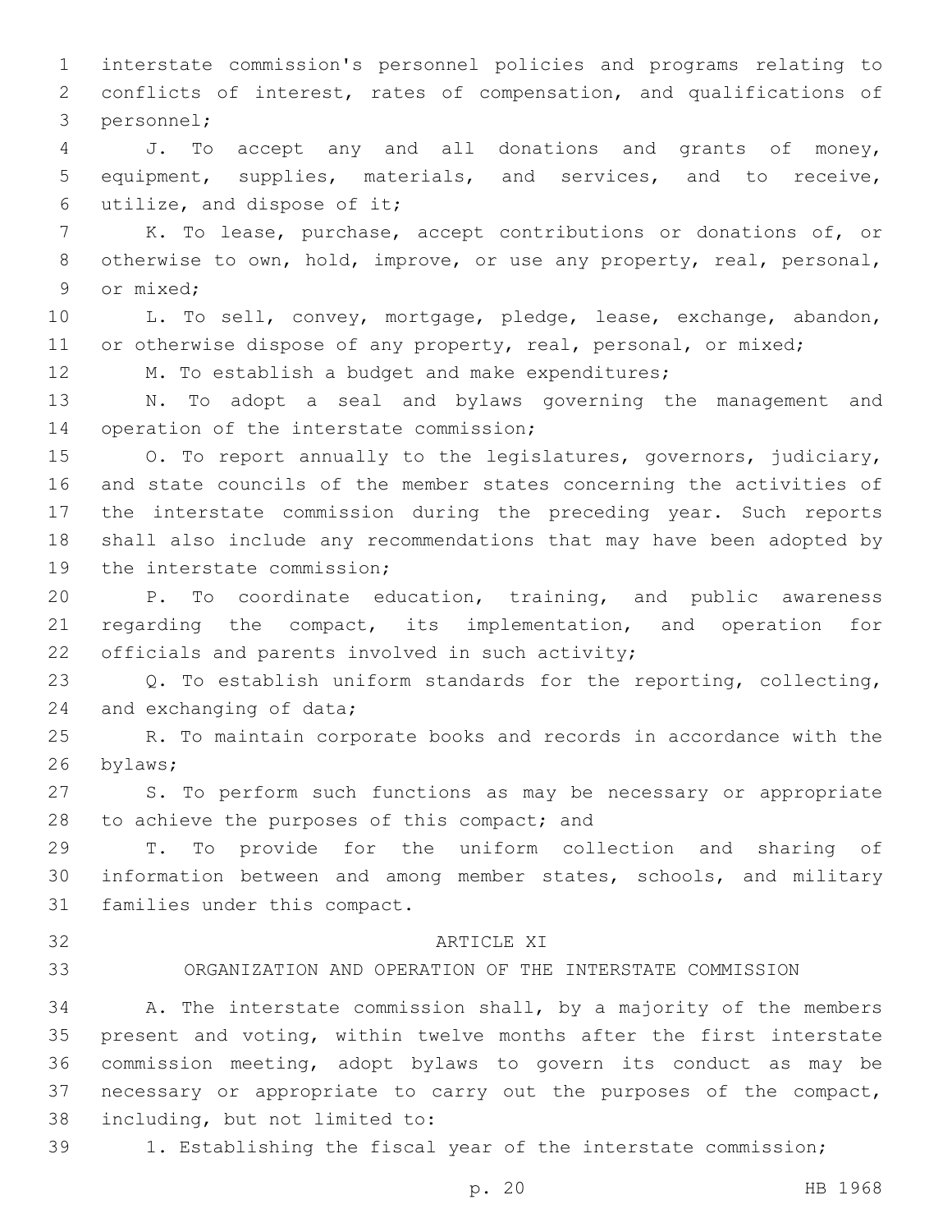interstate commission's personnel policies and programs relating to conflicts of interest, rates of compensation, and qualifications of personnel;

J. To accept any and all donations and grants of money, equipment, supplies, materials, and services, and to receive, utilize, and dispose of it;

K. To lease, purchase, accept contributions or donations of, or otherwise to own, hold, improve, or use any property, real, personal, or mixed;

L. To sell, convey, mortgage, pledge, lease, exchange, abandon, or otherwise dispose of any property, real, personal, or mixed;

M. To establish a budget and make expenditures;

N. To adopt a seal and bylaws governing the management and operation of the interstate commission;

O. To report annually to the legislatures, governors, judiciary, and state councils of the member states concerning the activities of the interstate commission during the preceding year. Such reports shall also include any recommendations that may have been adopted by the interstate commission;

P. To coordinate education, training, and public awareness regarding the compact, its implementation, and operation for officials and parents involved in such activity;

Q. To establish uniform standards for the reporting, collecting, and exchanging of data;

R. To maintain corporate books and records in accordance with the bylaws;

S. To perform such functions as may be necessary or appropriate to achieve the purposes of this compact; and

T. To provide for the uniform collection and sharing of information between and among member states, schools, and military families under this compact.

ARTICLE XI

ORGANIZATION AND OPERATION OF THE INTERSTATE COMMISSION

A. The interstate commission shall, by a majority of the members present and voting, within twelve months after the first interstate commission meeting, adopt bylaws to govern its conduct as may be necessary or appropriate to carry out the purposes of the compact, including, but not limited to:

1. Establishing the fiscal year of the interstate commission;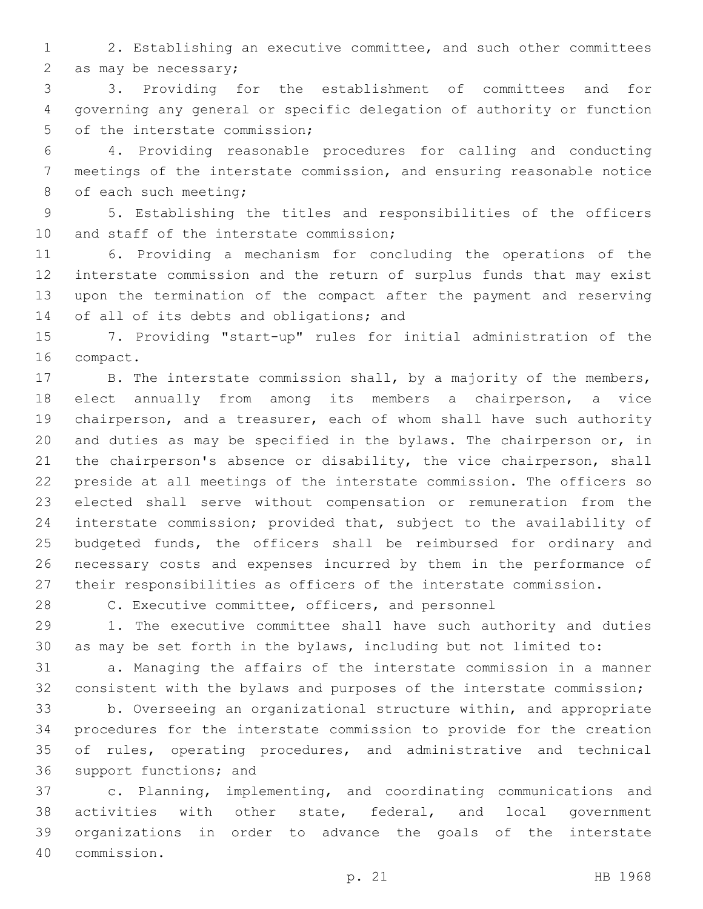2. Establishing an executive committee, and such other committees as may be necessary;

3. Providing for the establishment of committees and for governing any general or specific delegation of authority or function of the interstate commission;

4. Providing reasonable procedures for calling and conducting meetings of the interstate commission, and ensuring reasonable notice of each such meeting;

5. Establishing the titles and responsibilities of the officers and staff of the interstate commission;

6. Providing a mechanism for concluding the operations of the interstate commission and the return of surplus funds that may exist upon the termination of the compact after the payment and reserving of all of its debts and obligations; and

7. Providing "start-up" rules for initial administration of the compact.

B. The interstate commission shall, by a majority of the members, elect annually from among its members a chairperson, a vice chairperson, and a treasurer, each of whom shall have such authority and duties as may be specified in the bylaws. The chairperson or, in the chairperson's absence or disability, the vice chairperson, shall preside at all meetings of the interstate commission. The officers so elected shall serve without compensation or remuneration from the interstate commission; provided that, subject to the availability of budgeted funds, the officers shall be reimbursed for ordinary and necessary costs and expenses incurred by them in the performance of their responsibilities as officers of the interstate commission.

C. Executive committee, officers, and personnel

1. The executive committee shall have such authority and duties as may be set forth in the bylaws, including but not limited to:

a. Managing the affairs of the interstate commission in a manner consistent with the bylaws and purposes of the interstate commission;

b. Overseeing an organizational structure within, and appropriate procedures for the interstate commission to provide for the creation of rules, operating procedures, and administrative and technical support functions; and

c. Planning, implementing, and coordinating communications and activities with other state, federal, and local government organizations in order to advance the goals of the interstate commission.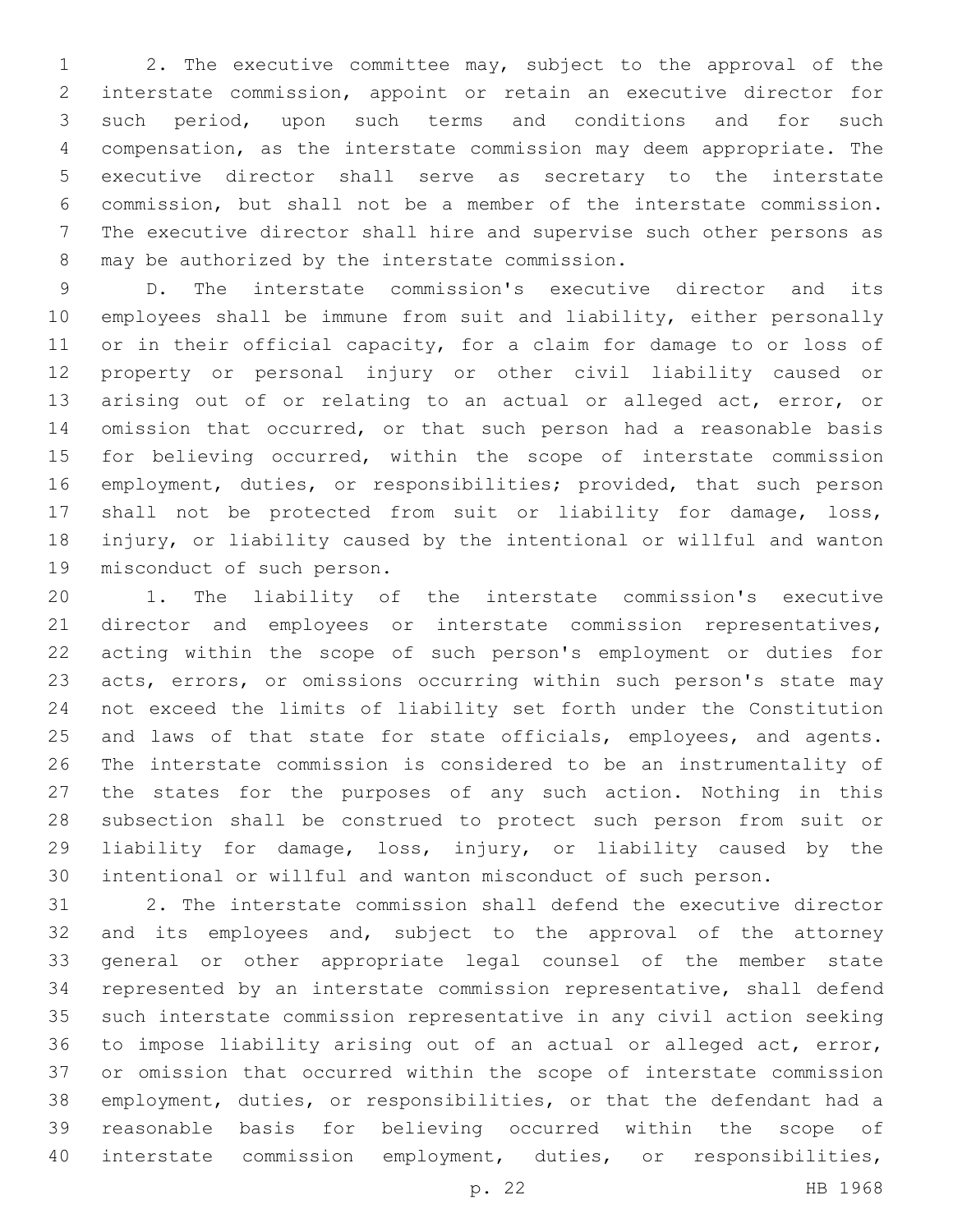2. The executive committee may, subject to the approval of the interstate commission, appoint or retain an executive director for such period, upon such terms and conditions and for such compensation, as the interstate commission may deem appropriate. The executive director shall serve as secretary to the interstate commission, but shall not be a member of the interstate commission. The executive director shall hire and supervise such other persons as may be authorized by the interstate commission.

D. The interstate commission's executive director and its employees shall be immune from suit and liability, either personally or in their official capacity, for a claim for damage to or loss of property or personal injury or other civil liability caused or arising out of or relating to an actual or alleged act, error, or omission that occurred, or that such person had a reasonable basis for believing occurred, within the scope of interstate commission employment, duties, or responsibilities; provided, that such person shall not be protected from suit or liability for damage, loss, injury, or liability caused by the intentional or willful and wanton misconduct of such person.

1. The liability of the interstate commission's executive director and employees or interstate commission representatives, acting within the scope of such person's employment or duties for acts, errors, or omissions occurring within such person's state may not exceed the limits of liability set forth under the Constitution and laws of that state for state officials, employees, and agents. The interstate commission is considered to be an instrumentality of the states for the purposes of any such action. Nothing in this subsection shall be construed to protect such person from suit or liability for damage, loss, injury, or liability caused by the intentional or willful and wanton misconduct of such person.

2. The interstate commission shall defend the executive director and its employees and, subject to the approval of the attorney general or other appropriate legal counsel of the member state represented by an interstate commission representative, shall defend such interstate commission representative in any civil action seeking to impose liability arising out of an actual or alleged act, error, or omission that occurred within the scope of interstate commission employment, duties, or responsibilities, or that the defendant had a reasonable basis for believing occurred within the scope of interstate commission employment, duties, or responsibilities,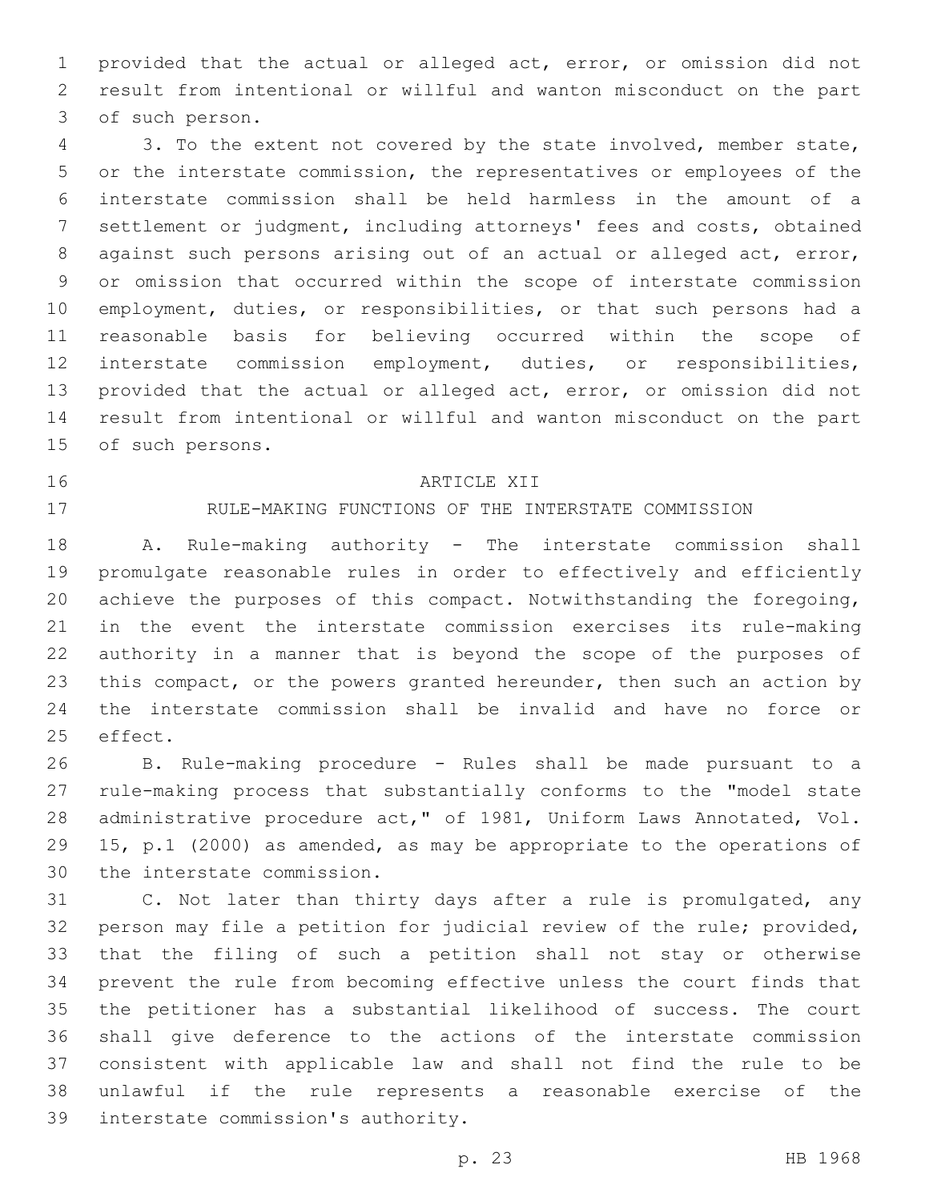provided that the actual or alleged act, error, or omission did not result from intentional or willful and wanton misconduct on the part of such person.

3. To the extent not covered by the state involved, member state, or the interstate commission, the representatives or employees of the interstate commission shall be held harmless in the amount of a settlement or judgment, including attorneys' fees and costs, obtained against such persons arising out of an actual or alleged act, error, or omission that occurred within the scope of interstate commission employment, duties, or responsibilities, or that such persons had a reasonable basis for believing occurred within the scope of interstate commission employment, duties, or responsibilities, provided that the actual or alleged act, error, or omission did not result from intentional or willful and wanton misconduct on the part of such persons.

## ARTICLE XII

## RULE-MAKING FUNCTIONS OF THE INTERSTATE COMMISSION

A. Rule-making authority - The interstate commission shall promulgate reasonable rules in order to effectively and efficiently achieve the purposes of this compact. Notwithstanding the foregoing, in the event the interstate commission exercises its rule-making authority in a manner that is beyond the scope of the purposes of this compact, or the powers granted hereunder, then such an action by the interstate commission shall be invalid and have no force or effect.

B. Rule-making procedure - Rules shall be made pursuant to a rule-making process that substantially conforms to the "model state administrative procedure act," of 1981, Uniform Laws Annotated, Vol. 15, p.1 (2000) as amended, as may be appropriate to the operations of the interstate commission.

C. Not later than thirty days after a rule is promulgated, any person may file a petition for judicial review of the rule; provided, that the filing of such a petition shall not stay or otherwise prevent the rule from becoming effective unless the court finds that the petitioner has a substantial likelihood of success. The court shall give deference to the actions of the interstate commission consistent with applicable law and shall not find the rule to be unlawful if the rule represents a reasonable exercise of the interstate commission's authority.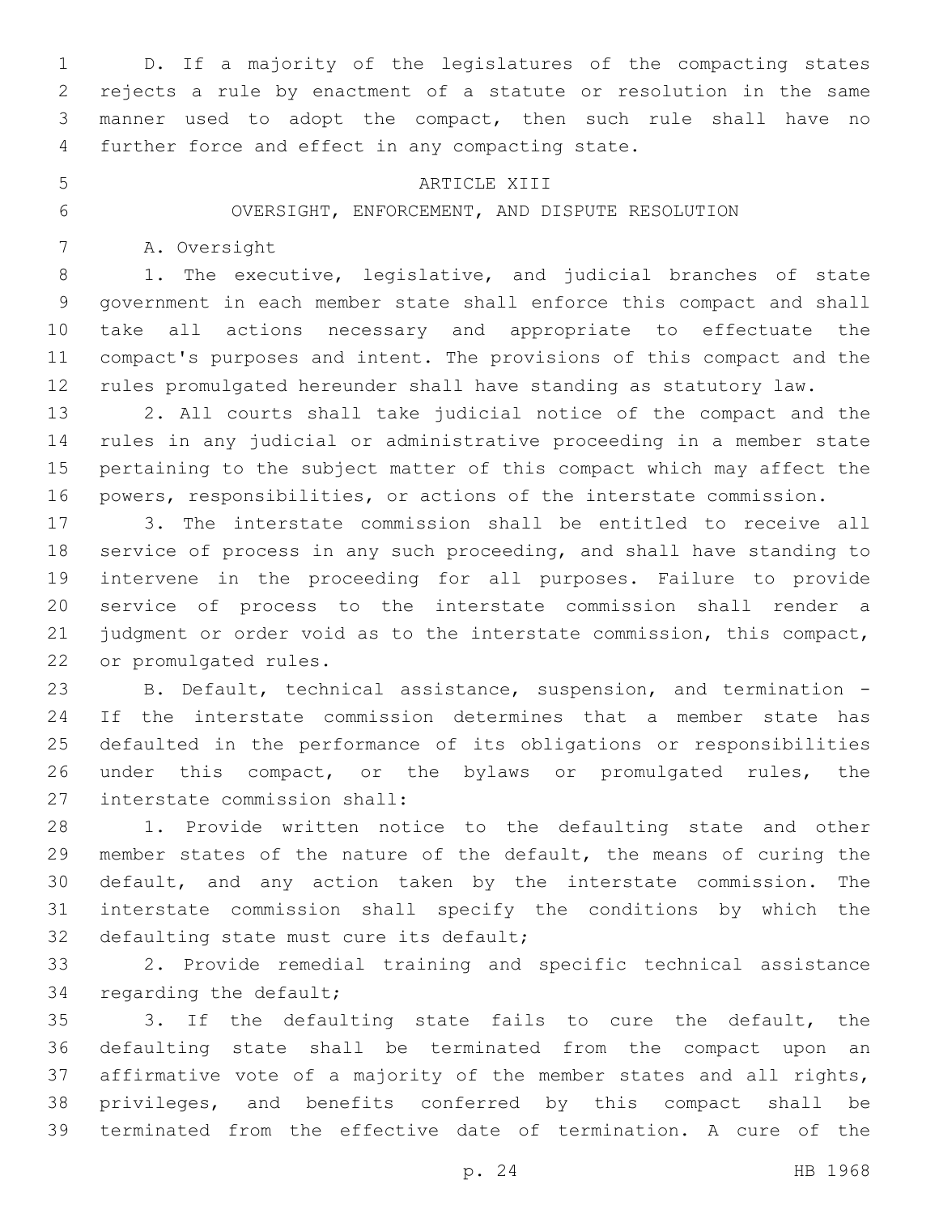D. If a majority of the legislatures of the compacting states rejects a rule by enactment of a statute or resolution in the same manner used to adopt the compact, then such rule shall have no further force and effect in any compacting state.

## ARTICLE XIII

## OVERSIGHT, ENFORCEMENT, AND DISPUTE RESOLUTION

A. Oversight

1. The executive, legislative, and judicial branches of state government in each member state shall enforce this compact and shall take all actions necessary and appropriate to effectuate the compact's purposes and intent. The provisions of this compact and the rules promulgated hereunder shall have standing as statutory law.

2. All courts shall take judicial notice of the compact and the rules in any judicial or administrative proceeding in a member state pertaining to the subject matter of this compact which may affect the powers, responsibilities, or actions of the interstate commission.

3. The interstate commission shall be entitled to receive all service of process in any such proceeding, and shall have standing to intervene in the proceeding for all purposes. Failure to provide service of process to the interstate commission shall render a judgment or order void as to the interstate commission, this compact, or promulgated rules.

B. Default, technical assistance, suspension, and termination - If the interstate commission determines that a member state has defaulted in the performance of its obligations or responsibilities under this compact, or the bylaws or promulgated rules, the interstate commission shall:

1. Provide written notice to the defaulting state and other member states of the nature of the default, the means of curing the default, and any action taken by the interstate commission. The interstate commission shall specify the conditions by which the defaulting state must cure its default;

2. Provide remedial training and specific technical assistance regarding the default;

3. If the defaulting state fails to cure the default, the defaulting state shall be terminated from the compact upon an affirmative vote of a majority of the member states and all rights, privileges, and benefits conferred by this compact shall be terminated from the effective date of termination. A cure of the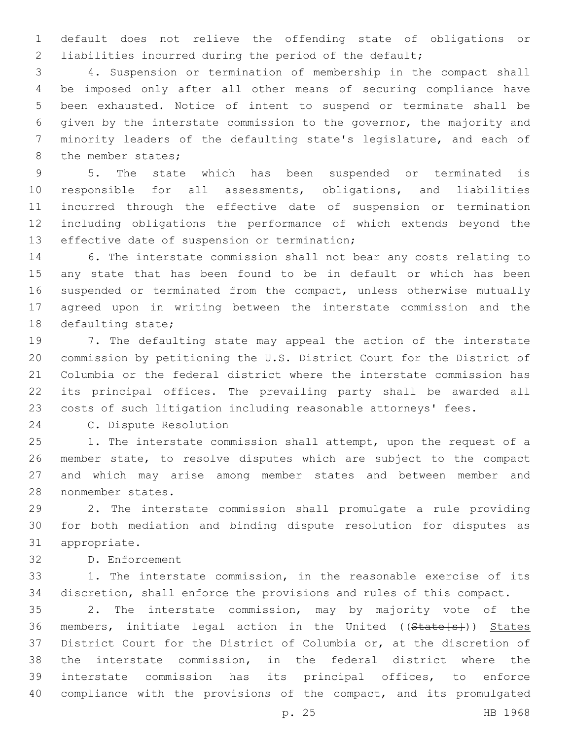default does not relieve the offending state of obligations or liabilities incurred during the period of the default;

4. Suspension or termination of membership in the compact shall be imposed only after all other means of securing compliance have been exhausted. Notice of intent to suspend or terminate shall be given by the interstate commission to the governor, the majority and minority leaders of the defaulting state's legislature, and each of the member states;

5. The state which has been suspended or terminated is responsible for all assessments, obligations, and liabilities incurred through the effective date of suspension or termination including obligations the performance of which extends beyond the effective date of suspension or termination;

6. The interstate commission shall not bear any costs relating to any state that has been found to be in default or which has been suspended or terminated from the compact, unless otherwise mutually agreed upon in writing between the interstate commission and the defaulting state;

7. The defaulting state may appeal the action of the interstate commission by petitioning the U.S. District Court for the District of Columbia or the federal district where the interstate commission has its principal offices. The prevailing party shall be awarded all costs of such litigation including reasonable attorneys' fees.

C. Dispute Resolution

1. The interstate commission shall attempt, upon the request of a member state, to resolve disputes which are subject to the compact and which may arise among member states and between member and nonmember states.

2. The interstate commission shall promulgate a rule providing for both mediation and binding dispute resolution for disputes as appropriate.

D. Enforcement

1. The interstate commission, in the reasonable exercise of its discretion, shall enforce the provisions and rules of this compact.

2. The interstate commission, may by majority vote of the members, initiate legal action in the United ((~~State[s]~~)) States District Court for the District of Columbia or, at the discretion of the interstate commission, in the federal district where the interstate commission has its principal offices, to enforce compliance with the provisions of the compact, and its promulgated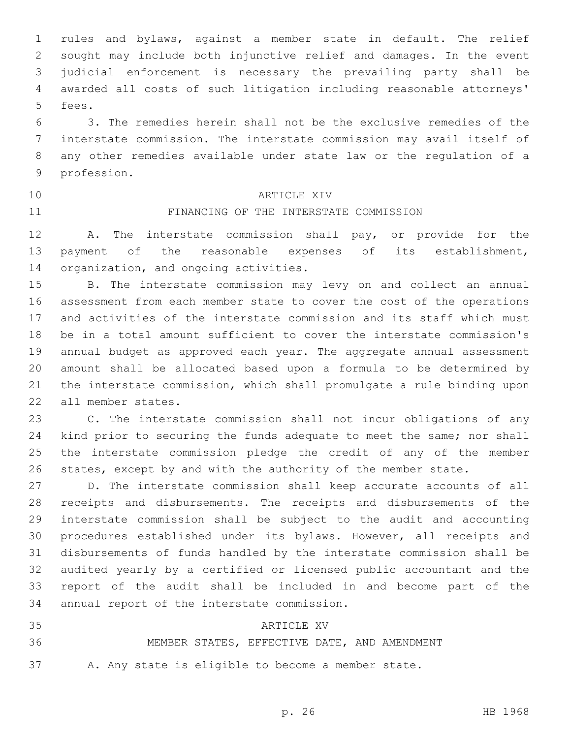rules and bylaws, against a member state in default. The relief sought may include both injunctive relief and damages. In the event judicial enforcement is necessary the prevailing party shall be awarded all costs of such litigation including reasonable attorneys' fees.

3. The remedies herein shall not be the exclusive remedies of the interstate commission. The interstate commission may avail itself of any other remedies available under state law or the regulation of a profession.

ARTICLE XIV

FINANCING OF THE INTERSTATE COMMISSION

A. The interstate commission shall pay, or provide for the payment of the reasonable expenses of its establishment, organization, and ongoing activities.

B. The interstate commission may levy on and collect an annual assessment from each member state to cover the cost of the operations and activities of the interstate commission and its staff which must be in a total amount sufficient to cover the interstate commission's annual budget as approved each year. The aggregate annual assessment amount shall be allocated based upon a formula to be determined by the interstate commission, which shall promulgate a rule binding upon all member states.

C. The interstate commission shall not incur obligations of any kind prior to securing the funds adequate to meet the same; nor shall the interstate commission pledge the credit of any of the member states, except by and with the authority of the member state.

D. The interstate commission shall keep accurate accounts of all receipts and disbursements. The receipts and disbursements of the interstate commission shall be subject to the audit and accounting procedures established under its bylaws. However, all receipts and disbursements of funds handled by the interstate commission shall be audited yearly by a certified or licensed public accountant and the report of the audit shall be included in and become part of the annual report of the interstate commission.

ARTICLE XV

MEMBER STATES, EFFECTIVE DATE, AND AMENDMENT

A. Any state is eligible to become a member state.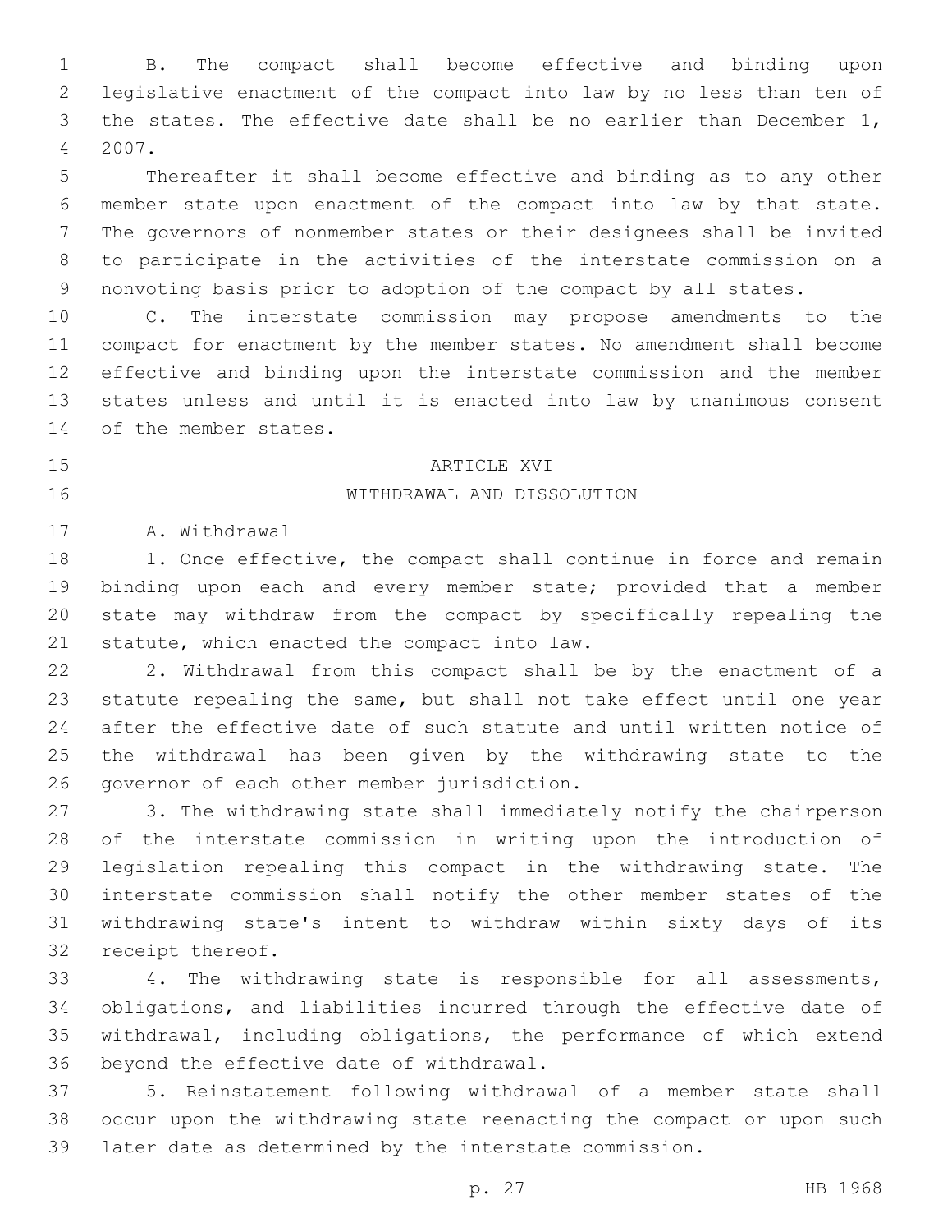B. The compact shall become effective and binding upon legislative enactment of the compact into law by no less than ten of the states. The effective date shall be no earlier than December 1, 2007.

Thereafter it shall become effective and binding as to any other member state upon enactment of the compact into law by that state. The governors of nonmember states or their designees shall be invited to participate in the activities of the interstate commission on a nonvoting basis prior to adoption of the compact by all states.

C. The interstate commission may propose amendments to the compact for enactment by the member states. No amendment shall become effective and binding upon the interstate commission and the member states unless and until it is enacted into law by unanimous consent of the member states.

ARTICLE XVI

WITHDRAWAL AND DISSOLUTION

A. Withdrawal

1. Once effective, the compact shall continue in force and remain binding upon each and every member state; provided that a member state may withdraw from the compact by specifically repealing the statute, which enacted the compact into law.

2. Withdrawal from this compact shall be by the enactment of a statute repealing the same, but shall not take effect until one year after the effective date of such statute and until written notice of the withdrawal has been given by the withdrawing state to the governor of each other member jurisdiction.

3. The withdrawing state shall immediately notify the chairperson of the interstate commission in writing upon the introduction of legislation repealing this compact in the withdrawing state. The interstate commission shall notify the other member states of the withdrawing state's intent to withdraw within sixty days of its receipt thereof.

4. The withdrawing state is responsible for all assessments, obligations, and liabilities incurred through the effective date of withdrawal, including obligations, the performance of which extend beyond the effective date of withdrawal.

5. Reinstatement following withdrawal of a member state shall occur upon the withdrawing state reenacting the compact or upon such later date as determined by the interstate commission.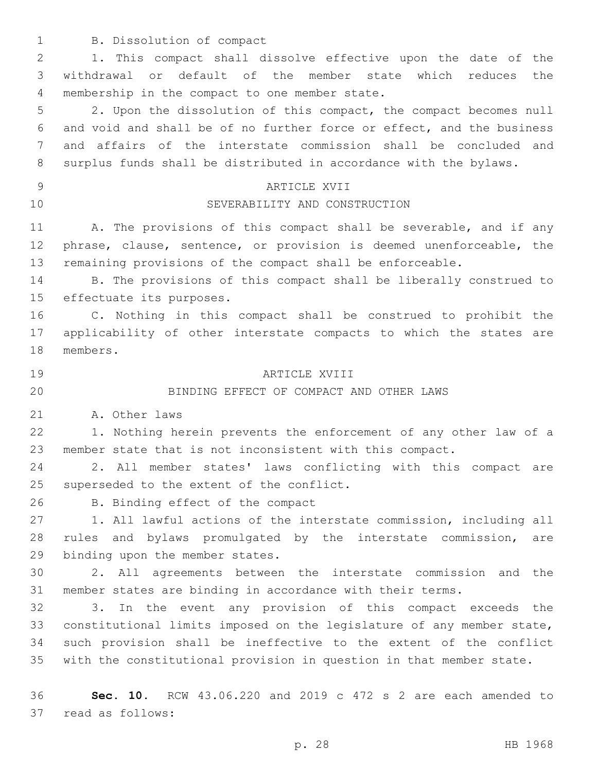B. Dissolution of compact

1. This compact shall dissolve effective upon the date of the withdrawal or default of the member state which reduces the membership in the compact to one member state.

2. Upon the dissolution of this compact, the compact becomes null and void and shall be of no further force or effect, and the business and affairs of the interstate commission shall be concluded and surplus funds shall be distributed in accordance with the bylaws.

ARTICLE XVII

SEVERABILITY AND CONSTRUCTION

A. The provisions of this compact shall be severable, and if any phrase, clause, sentence, or provision is deemed unenforceable, the remaining provisions of the compact shall be enforceable.

B. The provisions of this compact shall be liberally construed to effectuate its purposes.

C. Nothing in this compact shall be construed to prohibit the applicability of other interstate compacts to which the states are members.

ARTICLE XVIII

BINDING EFFECT OF COMPACT AND OTHER LAWS

A. Other laws

1. Nothing herein prevents the enforcement of any other law of a member state that is not inconsistent with this compact.

2. All member states' laws conflicting with this compact are superseded to the extent of the conflict.

B. Binding effect of the compact

1. All lawful actions of the interstate commission, including all rules and bylaws promulgated by the interstate commission, are binding upon the member states.

2. All agreements between the interstate commission and the member states are binding in accordance with their terms.

3. In the event any provision of this compact exceeds the constitutional limits imposed on the legislature of any member state, such provision shall be ineffective to the extent of the conflict with the constitutional provision in question in that member state.

**Sec. 10.** RCW 43.06.220 and 2019 c 472 s 2 are each amended to read as follows: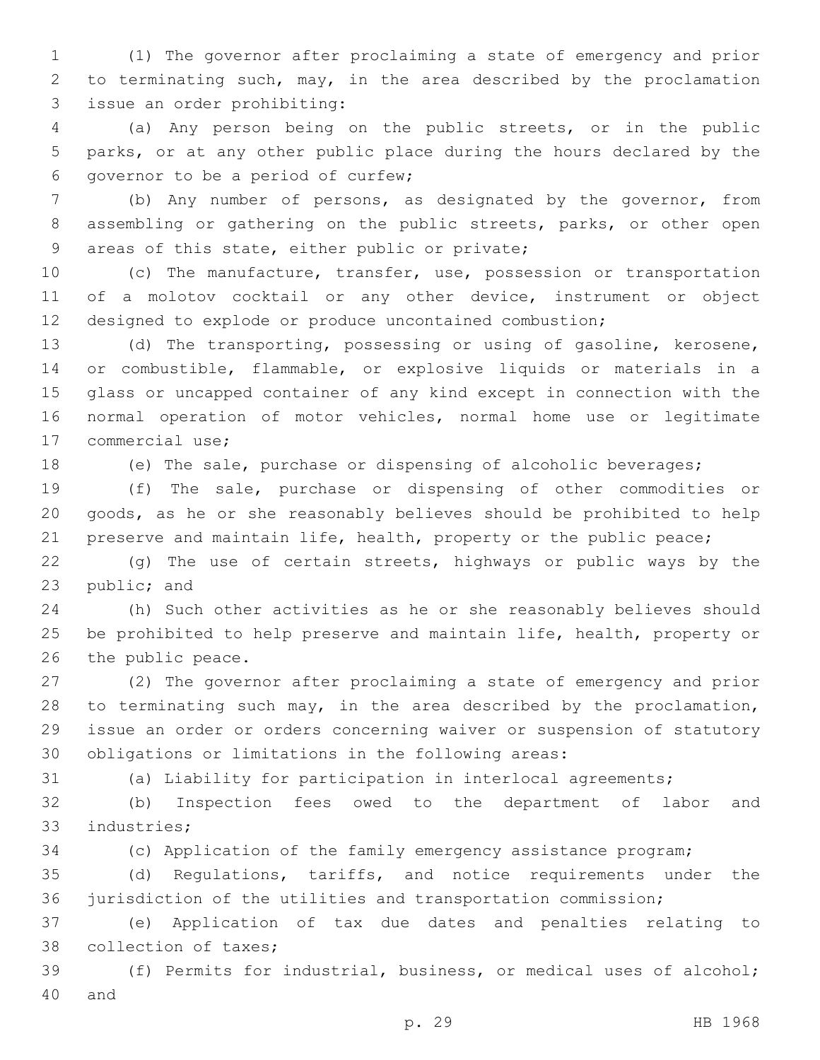(1) The governor after proclaiming a state of emergency and prior to terminating such, may, in the area described by the proclamation issue an order prohibiting:

(a) Any person being on the public streets, or in the public parks, or at any other public place during the hours declared by the governor to be a period of curfew;

(b) Any number of persons, as designated by the governor, from assembling or gathering on the public streets, parks, or other open areas of this state, either public or private;

(c) The manufacture, transfer, use, possession or transportation of a molotov cocktail or any other device, instrument or object designed to explode or produce uncontained combustion;

(d) The transporting, possessing or using of gasoline, kerosene, or combustible, flammable, or explosive liquids or materials in a glass or uncapped container of any kind except in connection with the normal operation of motor vehicles, normal home use or legitimate commercial use;

(e) The sale, purchase or dispensing of alcoholic beverages;

(f) The sale, purchase or dispensing of other commodities or goods, as he or she reasonably believes should be prohibited to help preserve and maintain life, health, property or the public peace;

(g) The use of certain streets, highways or public ways by the public; and

(h) Such other activities as he or she reasonably believes should be prohibited to help preserve and maintain life, health, property or the public peace.

(2) The governor after proclaiming a state of emergency and prior to terminating such may, in the area described by the proclamation, issue an order or orders concerning waiver or suspension of statutory obligations or limitations in the following areas:

(a) Liability for participation in interlocal agreements;

(b) Inspection fees owed to the department of labor and industries;

(c) Application of the family emergency assistance program;

(d) Regulations, tariffs, and notice requirements under the jurisdiction of the utilities and transportation commission;

(e) Application of tax due dates and penalties relating to collection of taxes;

(f) Permits for industrial, business, or medical uses of alcohol; and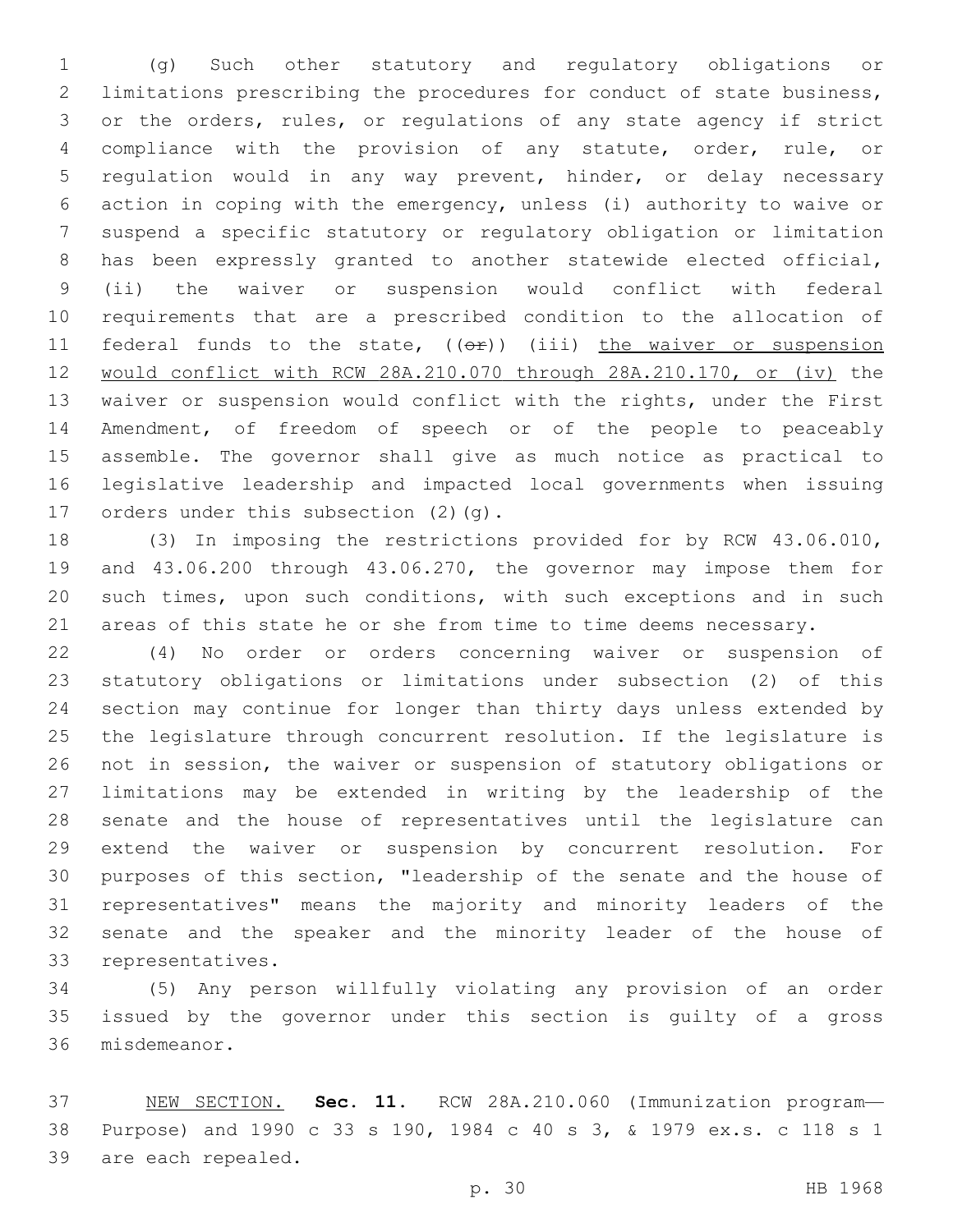(g) Such other statutory and regulatory obligations or limitations prescribing the procedures for conduct of state business, or the orders, rules, or regulations of any state agency if strict compliance with the provision of any statute, order, rule, or regulation would in any way prevent, hinder, or delay necessary action in coping with the emergency, unless (i) authority to waive or suspend a specific statutory or regulatory obligation or limitation has been expressly granted to another statewide elected official, (ii) the waiver or suspension would conflict with federal requirements that are a prescribed condition to the allocation of federal funds to the state, ((~~or~~)) (iii) <u>the waiver or suspension would conflict with RCW 28A.210.070 through 28A.210.170, or (iv)</u> the waiver or suspension would conflict with the rights, under the First Amendment, of freedom of speech or of the people to peaceably assemble. The governor shall give as much notice as practical to legislative leadership and impacted local governments when issuing orders under this subsection (2)(g).

(3) In imposing the restrictions provided for by RCW 43.06.010, and 43.06.200 through 43.06.270, the governor may impose them for such times, upon such conditions, with such exceptions and in such areas of this state he or she from time to time deems necessary.

(4) No order or orders concerning waiver or suspension of statutory obligations or limitations under subsection (2) of this section may continue for longer than thirty days unless extended by the legislature through concurrent resolution. If the legislature is not in session, the waiver or suspension of statutory obligations or limitations may be extended in writing by the leadership of the senate and the house of representatives until the legislature can extend the waiver or suspension by concurrent resolution. For purposes of this section, "leadership of the senate and the house of representatives" means the majority and minority leaders of the senate and the speaker and the minority leader of the house of representatives.

(5) Any person willfully violating any provision of an order issued by the governor under this section is guilty of a gross misdemeanor.

<u>NEW SECTION.</u> **Sec. 11.** RCW 28A.210.060 (Immunization program—Purpose) and 1990 c 33 s 190, 1984 c 40 s 3, & 1979 ex.s. c 118 s 1 are each repealed.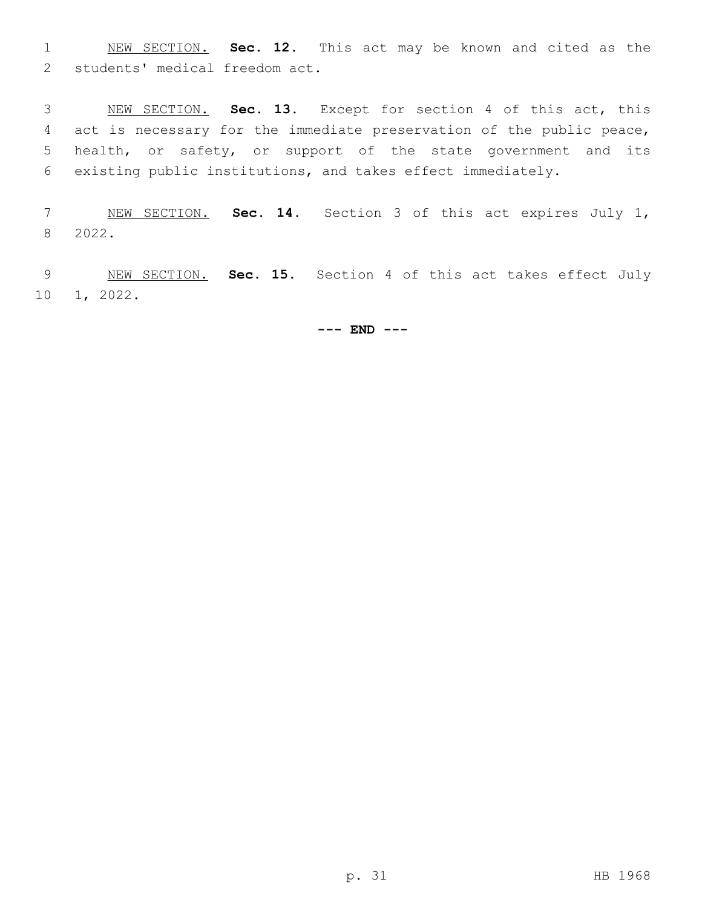NEW SECTION. **Sec. 12.** This act may be known and cited as the students' medical freedom act.

NEW SECTION. **Sec. 13.** Except for section 4 of this act, this act is necessary for the immediate preservation of the public peace, health, or safety, or support of the state government and its existing public institutions, and takes effect immediately.

NEW SECTION. **Sec. 14.** Section 3 of this act expires July 1, 2022.

NEW SECTION. **Sec. 15.** Section 4 of this act takes effect July 1, 2022.

**--- END ---**